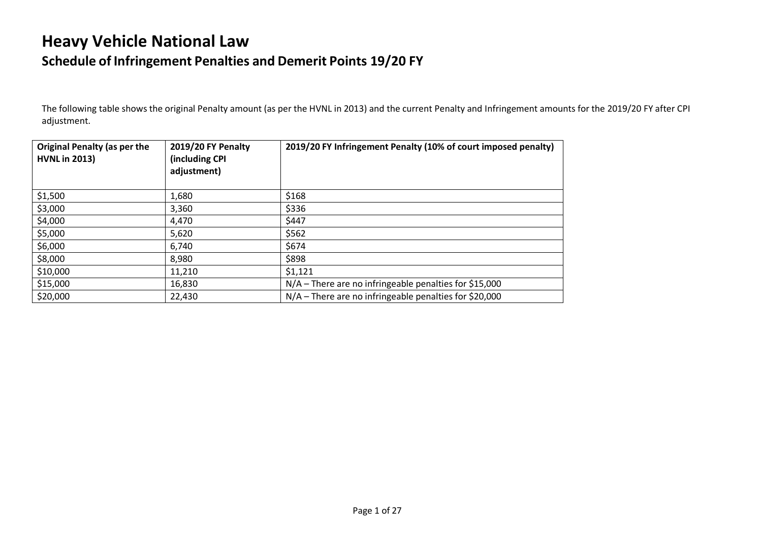# Heavy Vehicle National Law

## Schedule of Infringement Penalties and Demerit Points 19/20 FY

The following table shows the original Penalty amount (as per the HVNL in 2013) and the current Penalty and Infringement amounts for the 2019/20 FY after CPI adjustment.

| Original Penalty (as per the HVNL in 2013) | 2019/20 FY Penalty (including CPI adjustment) | 2019/20 FY Infringement Penalty (10% of court imposed penalty) |
|---|---|---|
| $1,500 | 1,680 | $168 |
| $3,000 | 3,360 | $336 |
| $4,000 | 4,470 | $447 |
| $5,000 | 5,620 | $562 |
| $6,000 | 6,740 | $674 |
| $8,000 | 8,980 | $898 |
| $10,000 | 11,210 | $1,121 |
| $15,000 | 16,830 | N/A – There are no infringeable penalties for $15,000 |
| $20,000 | 22,430 | N/A – There are no infringeable penalties for $20,000 |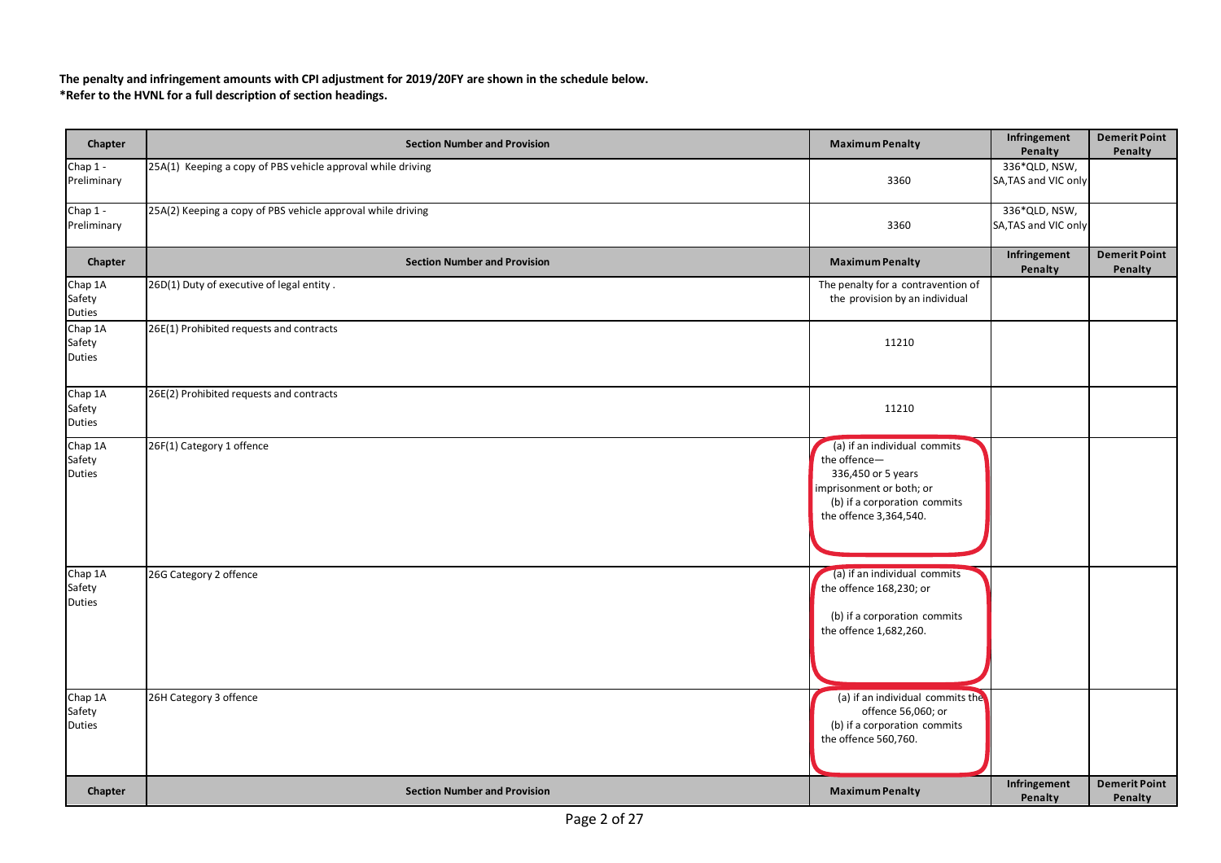**The penalty and infringement amounts with CPI adjustment for 2019/20FY are shown in the schedule below.**
**\*Refer to the HVNL for a full description of section headings.**

| Chapter | Section Number and Provision | Maximum Penalty | Infringement Penalty | Demerit Point Penalty |
|---|---|---|---|---|
| Chap 1 - Preliminary | 25A(1) Keeping a copy of PBS vehicle approval while driving | 3360 | 336*QLD, NSW, SA,TAS and VIC only | |
| Chap 1 - Preliminary | 25A(2) Keeping a copy of PBS vehicle approval while driving | 3360 | 336*QLD, NSW, SA,TAS and VIC only | |

| Chapter | Section Number and Provision | Maximum Penalty | Infringement Penalty | Demerit Point Penalty |
|---|---|---|---|---|
| Chap 1A Safety Duties | 26D(1) Duty of executive of legal entity . | The penalty for a contravention of the provision by an individual | | |
| Chap 1A Safety Duties | 26E(1) Prohibited requests and contracts | 11210 | | |
| Chap 1A Safety Duties | 26E(2) Prohibited requests and contracts | 11210 | | |
| Chap 1A Safety Duties | 26F(1) Category 1 offence | (a) if an individual commits the offence— 336,450 or 5 years imprisonment or both; or (b) if a corporation commits the offence 3,364,540. | | |
| Chap 1A Safety Duties | 26G Category 2 offence | (a) if an individual commits the offence 168,230; or (b) if a corporation commits the offence 1,682,260. | | |
| Chap 1A Safety Duties | 26H Category 3 offence | (a) if an individual commits the offence 56,060; or (b) if a corporation commits the offence 560,760. | | |

| Chapter | Section Number and Provision | Maximum Penalty | Infringement Penalty | Demerit Point Penalty |
|---|---|---|---|---|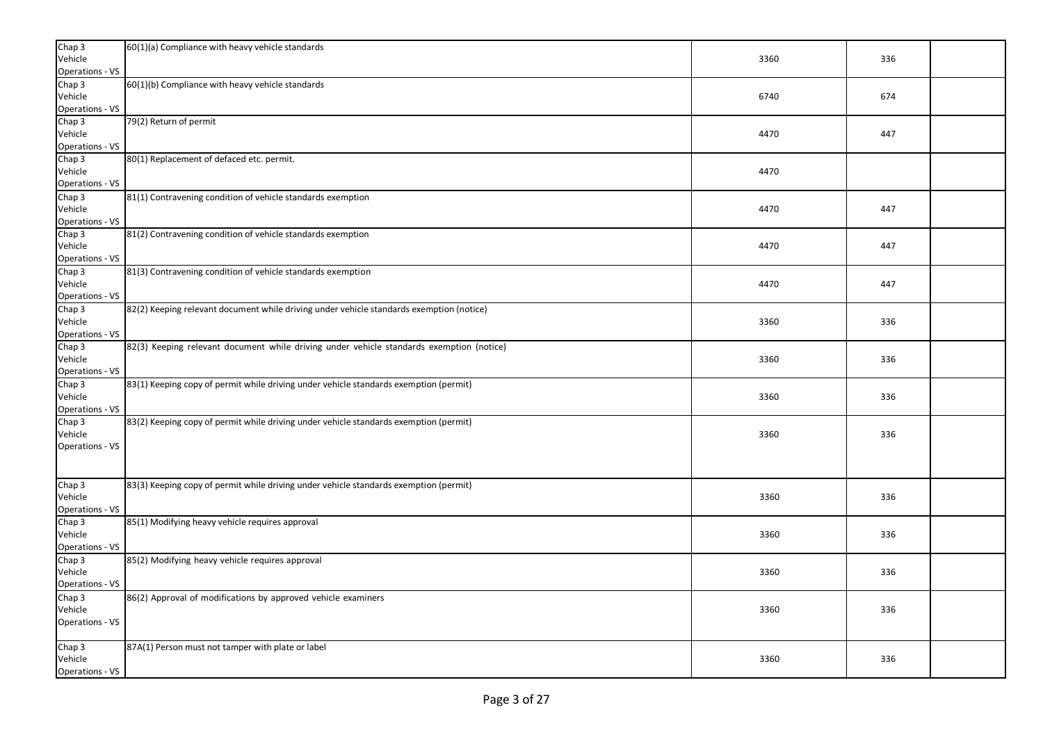| | | | | |
|---|---|---|---|---|
| Chap 3 Vehicle Operations - VS | 60(1)(a) Compliance with heavy vehicle standards | 3360 | 336 | |
| Chap 3 Vehicle Operations - VS | 60(1)(b) Compliance with heavy vehicle standards | 6740 | 674 | |
| Chap 3 Vehicle Operations - VS | 79(2) Return of permit | 4470 | 447 | |
| Chap 3 Vehicle Operations - VS | 80(1) Replacement of defaced etc. permit. | 4470 | | |
| Chap 3 Vehicle Operations - VS | 81(1) Contravening condition of vehicle standards exemption | 4470 | 447 | |
| Chap 3 Vehicle Operations - VS | 81(2) Contravening condition of vehicle standards exemption | 4470 | 447 | |
| Chap 3 Vehicle Operations - VS | 81(3) Contravening condition of vehicle standards exemption | 4470 | 447 | |
| Chap 3 Vehicle Operations - VS | 82(2) Keeping relevant document while driving under vehicle standards exemption (notice) | 3360 | 336 | |
| Chap 3 Vehicle Operations - VS | 82(3) Keeping relevant document while driving under vehicle standards exemption (notice) | 3360 | 336 | |
| Chap 3 Vehicle Operations - VS | 83(1) Keeping copy of permit while driving under vehicle standards exemption (permit) | 3360 | 336 | |
| Chap 3 Vehicle Operations - VS | 83(2) Keeping copy of permit while driving under vehicle standards exemption (permit) | 3360 | 336 | |
| Chap 3 Vehicle Operations - VS | 83(3) Keeping copy of permit while driving under vehicle standards exemption (permit) | 3360 | 336 | |
| Chap 3 Vehicle Operations - VS | 85(1) Modifying heavy vehicle requires approval | 3360 | 336 | |
| Chap 3 Vehicle Operations - VS | 85(2) Modifying heavy vehicle requires approval | 3360 | 336 | |
| Chap 3 Vehicle Operations - VS | 86(2) Approval of modifications by approved vehicle examiners | 3360 | 336 | |
| Chap 3 Vehicle Operations - VS | 87A(1) Person must not tamper with plate or label | 3360 | 336 | |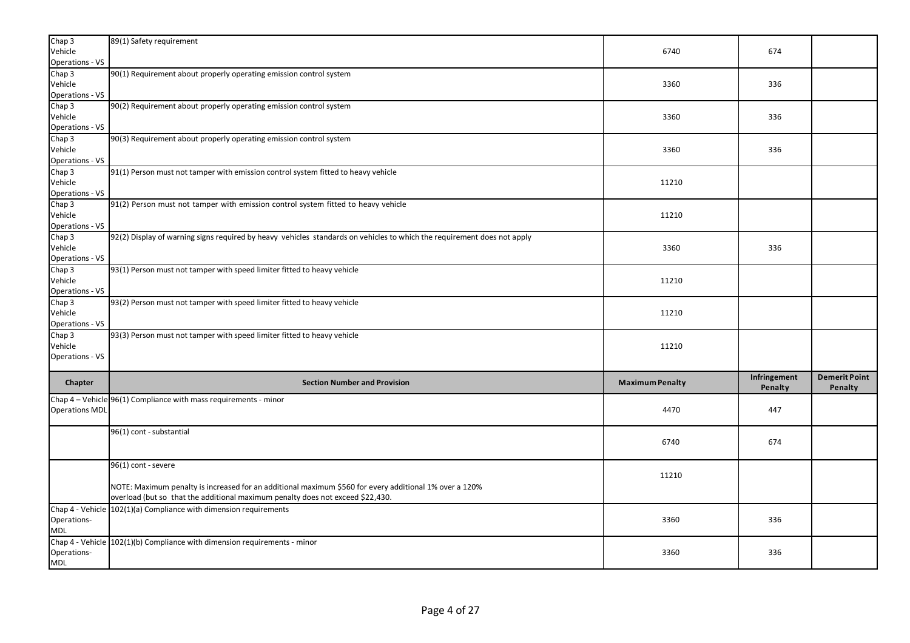| Chap 3 Vehicle Operations - VS | 89(1) Safety requirement | 6740 | 674 | |
|---|---|---|---|---|
| Chap 3 Vehicle Operations - VS | 90(1) Requirement about properly operating emission control system | 3360 | 336 | |
| Chap 3 Vehicle Operations - VS | 90(2) Requirement about properly operating emission control system | 3360 | 336 | |
| Chap 3 Vehicle Operations - VS | 90(3) Requirement about properly operating emission control system | 3360 | 336 | |
| Chap 3 Vehicle Operations - VS | 91(1) Person must not tamper with emission control system fitted to heavy vehicle | 11210 | | |
| Chap 3 Vehicle Operations - VS | 91(2) Person must not tamper with emission control system fitted to heavy vehicle | 11210 | | |
| Chap 3 Vehicle Operations - VS | 92(2) Display of warning signs required by heavy vehicles standards on vehicles to which the requirement does not apply | 3360 | 336 | |
| Chap 3 Vehicle Operations - VS | 93(1) Person must not tamper with speed limiter fitted to heavy vehicle | 11210 | | |
| Chap 3 Vehicle Operations - VS | 93(2) Person must not tamper with speed limiter fitted to heavy vehicle | 11210 | | |
| Chap 3 Vehicle Operations - VS | 93(3) Person must not tamper with speed limiter fitted to heavy vehicle | 11210 | | |

| Chapter | Section Number and Provision | Maximum Penalty | Infringement Penalty | Demerit Point Penalty |
|---|---|---|---|---|
| Chap 4 – Vehicle Operations MDL | 96(1) Compliance with mass requirements - minor | 4470 | 447 | |
| | 96(1) cont - substantial | 6740 | 674 | |
| | 96(1) cont - severe<br><br>NOTE: Maximum penalty is increased for an additional maximum $560 for every additional 1% over a 120% overload (but so that the additional maximum penalty does not exceed $22,430. | 11210 | | |
| Chap 4 - Vehicle Operations-MDL | 102(1)(a) Compliance with dimension requirements | 3360 | 336 | |
| Chap 4 - Vehicle Operations-MDL | 102(1)(b) Compliance with dimension requirements - minor | 3360 | 336 | |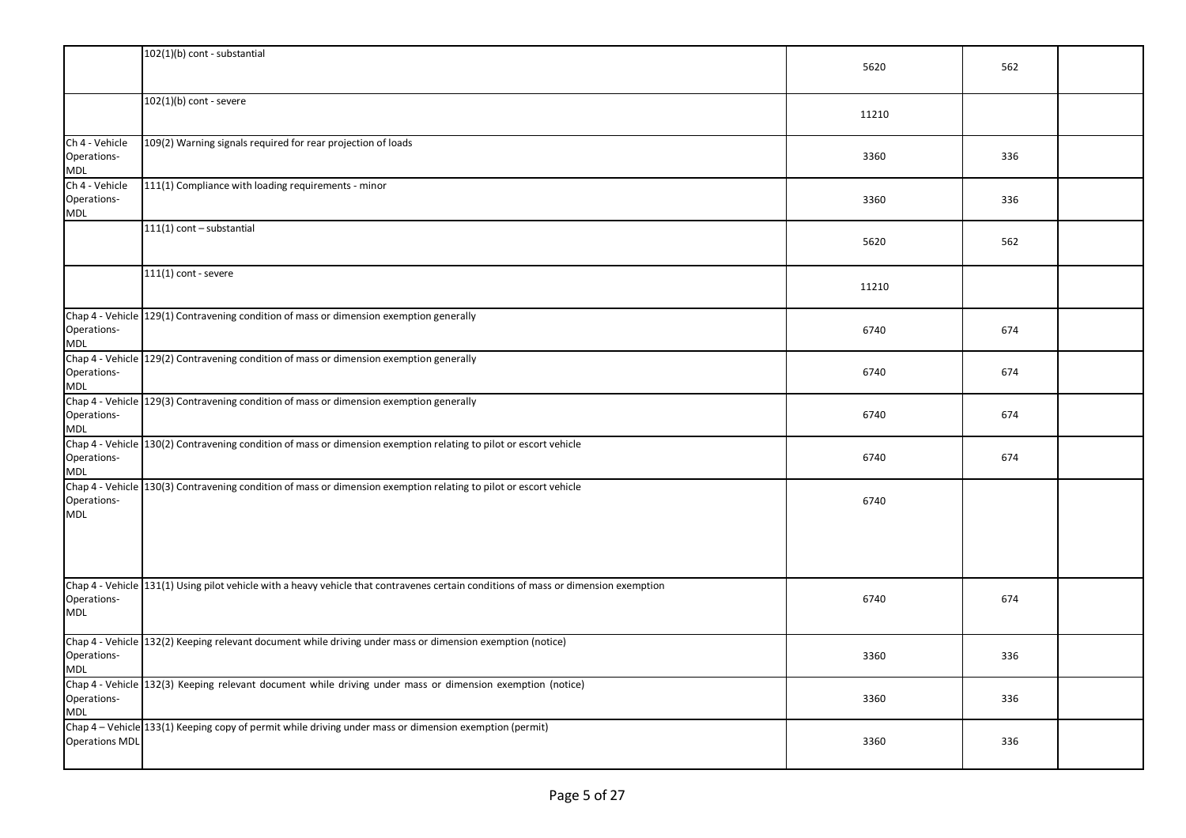| | | | | |
|---|---|---|---|---|
| | 102(1)(b) cont - substantial | 5620 | 562 | |
| | 102(1)(b) cont - severe | 11210 | | |
| Ch 4 - Vehicle Operations-MDL | 109(2) Warning signals required for rear projection of loads | 3360 | 336 | |
| Ch 4 - Vehicle Operations-MDL | 111(1) Compliance with loading requirements - minor | 3360 | 336 | |
| | 111(1) cont – substantial | 5620 | 562 | |
| | 111(1) cont - severe | 11210 | | |
| Chap 4 - Vehicle Operations-MDL | 129(1) Contravening condition of mass or dimension exemption generally | 6740 | 674 | |
| Chap 4 - Vehicle Operations-MDL | 129(2) Contravening condition of mass or dimension exemption generally | 6740 | 674 | |
| Chap 4 - Vehicle Operations-MDL | 129(3) Contravening condition of mass or dimension exemption generally | 6740 | 674 | |
| Chap 4 - Vehicle Operations-MDL | 130(2) Contravening condition of mass or dimension exemption relating to pilot or escort vehicle | 6740 | 674 | |
| Chap 4 - Vehicle Operations-MDL | 130(3) Contravening condition of mass or dimension exemption relating to pilot or escort vehicle | 6740 | | |
| Chap 4 - Vehicle Operations-MDL | 131(1) Using pilot vehicle with a heavy vehicle that contravenes certain conditions of mass or dimension exemption | 6740 | 674 | |
| Chap 4 - Vehicle Operations-MDL | 132(2) Keeping relevant document while driving under mass or dimension exemption (notice) | 3360 | 336 | |
| Chap 4 - Vehicle Operations-MDL | 132(3) Keeping relevant document while driving under mass or dimension exemption (notice) | 3360 | 336 | |
| Chap 4 – Vehicle Operations MDL | 133(1) Keeping copy of permit while driving under mass or dimension exemption (permit) | 3360 | 336 | |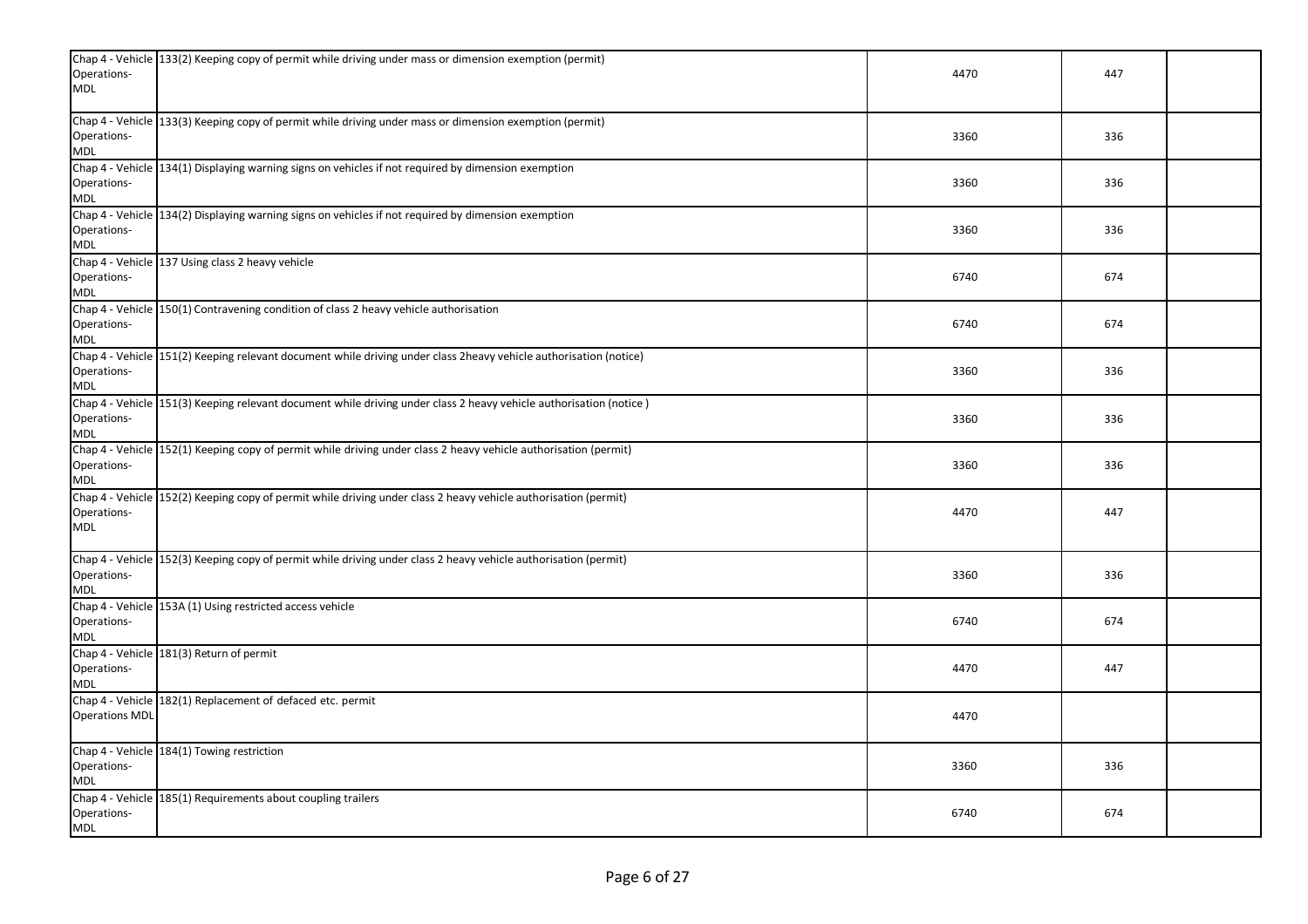| | | | | |
|---|---|---|---|---|
| Chap 4 - Vehicle Operations-MDL | 133(2) Keeping copy of permit while driving under mass or dimension exemption (permit) | 4470 | 447 | |
| Chap 4 - Vehicle Operations-MDL | 133(3) Keeping copy of permit while driving under mass or dimension exemption (permit) | 3360 | 336 | |
| Chap 4 - Vehicle Operations-MDL | 134(1) Displaying warning signs on vehicles if not required by dimension exemption | 3360 | 336 | |
| Chap 4 - Vehicle Operations-MDL | 134(2) Displaying warning signs on vehicles if not required by dimension exemption | 3360 | 336 | |
| Chap 4 - Vehicle Operations-MDL | 137 Using class 2 heavy vehicle | 6740 | 674 | |
| Chap 4 - Vehicle Operations-MDL | 150(1) Contravening condition of class 2 heavy vehicle authorisation | 6740 | 674 | |
| Chap 4 - Vehicle Operations-MDL | 151(2) Keeping relevant document while driving under class 2heavy vehicle authorisation (notice) | 3360 | 336 | |
| Chap 4 - Vehicle Operations-MDL | 151(3) Keeping relevant document while driving under class 2 heavy vehicle authorisation (notice ) | 3360 | 336 | |
| Chap 4 - Vehicle Operations-MDL | 152(1) Keeping copy of permit while driving under class 2 heavy vehicle authorisation (permit) | 3360 | 336 | |
| Chap 4 - Vehicle Operations-MDL | 152(2) Keeping copy of permit while driving under class 2 heavy vehicle authorisation (permit) | 4470 | 447 | |
| Chap 4 - Vehicle Operations-MDL | 152(3) Keeping copy of permit while driving under class 2 heavy vehicle authorisation (permit) | 3360 | 336 | |
| Chap 4 - Vehicle Operations-MDL | 153A (1) Using restricted access vehicle | 6740 | 674 | |
| Chap 4 - Vehicle Operations-MDL | 181(3) Return of permit | 4470 | 447 | |
| Chap 4 - Vehicle Operations MDL | 182(1) Replacement of defaced etc. permit | 4470 | | |
| Chap 4 - Vehicle Operations-MDL | 184(1) Towing restriction | 3360 | 336 | |
| Chap 4 - Vehicle Operations-MDL | 185(1) Requirements about coupling trailers | 6740 | 674 | |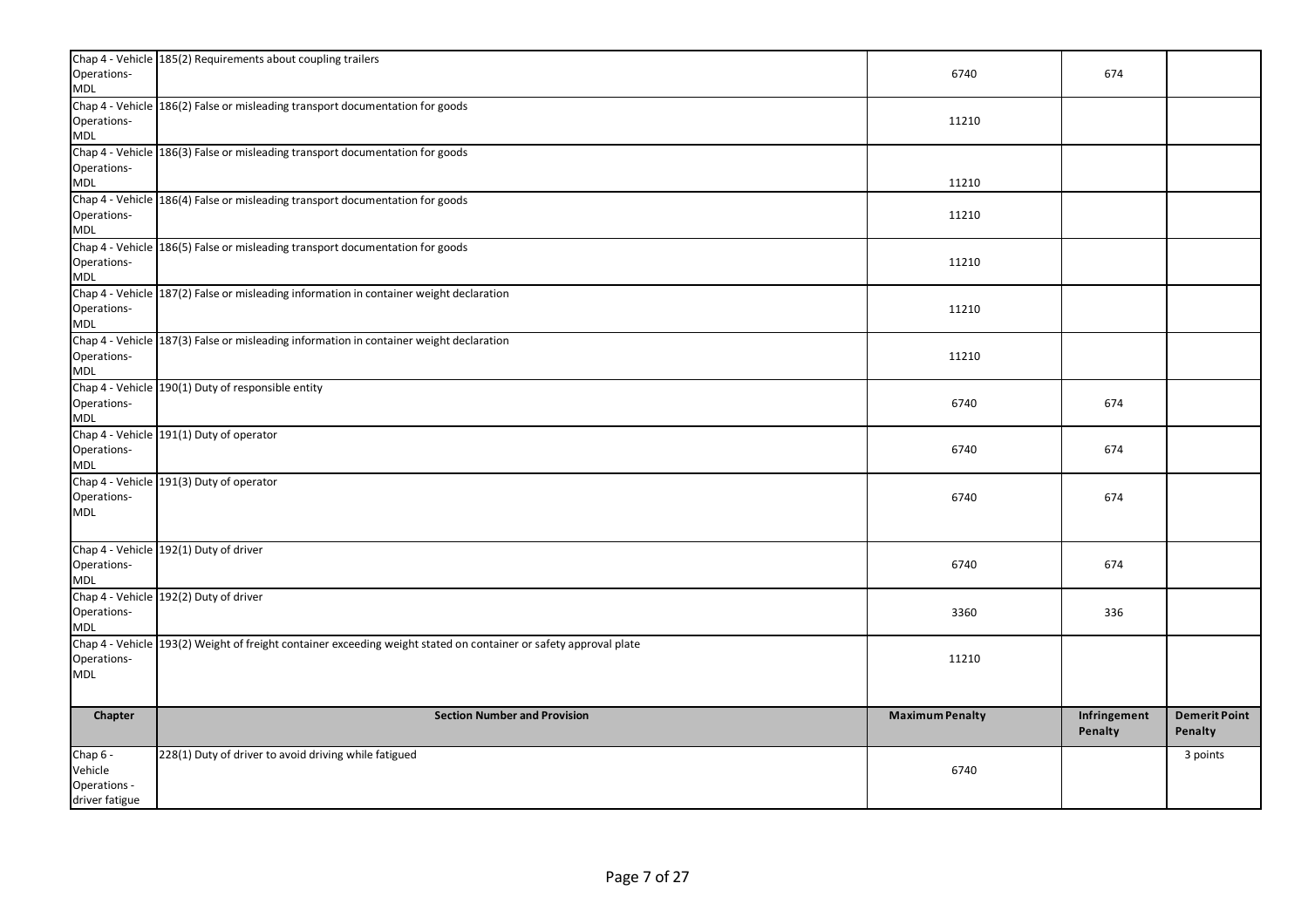| Chapter | Section Number and Provision | Maximum Penalty | Infringement Penalty | Demerit Point Penalty |
|---|---|---|---|---|
| Chap 4 - Vehicle Operations-MDL | 185(2) Requirements about coupling trailers | 6740 | 674 | |
| Chap 4 - Vehicle Operations-MDL | 186(2) False or misleading transport documentation for goods | 11210 | | |
| Chap 4 - Vehicle Operations-MDL | 186(3) False or misleading transport documentation for goods | 11210 | | |
| Chap 4 - Vehicle Operations-MDL | 186(4) False or misleading transport documentation for goods | 11210 | | |
| Chap 4 - Vehicle Operations-MDL | 186(5) False or misleading transport documentation for goods | 11210 | | |
| Chap 4 - Vehicle Operations-MDL | 187(2) False or misleading information in container weight declaration | 11210 | | |
| Chap 4 - Vehicle Operations-MDL | 187(3) False or misleading information in container weight declaration | 11210 | | |
| Chap 4 - Vehicle Operations-MDL | 190(1) Duty of responsible entity | 6740 | 674 | |
| Chap 4 - Vehicle Operations-MDL | 191(1) Duty of operator | 6740 | 674 | |
| Chap 4 - Vehicle Operations-MDL | 191(3) Duty of operator | 6740 | 674 | |
| Chap 4 - Vehicle Operations-MDL | 192(1) Duty of driver | 6740 | 674 | |
| Chap 4 - Vehicle Operations-MDL | 192(2) Duty of driver | 3360 | 336 | |
| Chap 4 - Vehicle Operations-MDL | 193(2) Weight of freight container exceeding weight stated on container or safety approval plate | 11210 | | |

| Chapter | Section Number and Provision | Maximum Penalty | Infringement Penalty | Demerit Point Penalty |
|---|---|---|---|---|
| Chap 6 - Vehicle Operations - driver fatigue | 228(1) Duty of driver to avoid driving while fatigued | 6740 | | 3 points |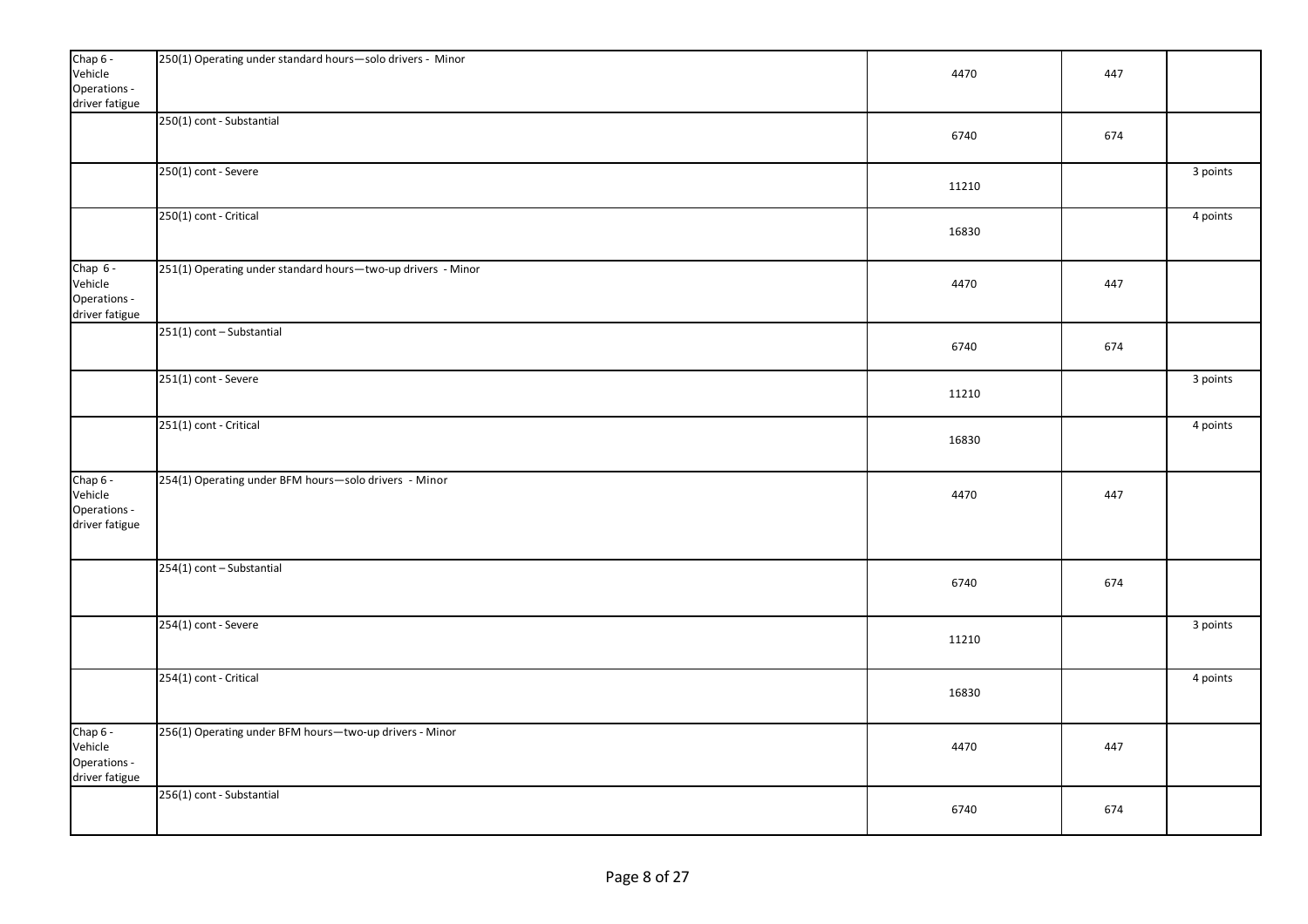| | | | | |
|---|---|---|---|---|
| Chap 6 - Vehicle Operations - driver fatigue | 250(1) Operating under standard hours—solo drivers - Minor | 4470 | 447 | |
| | 250(1) cont - Substantial | 6740 | 674 | |
| | 250(1) cont - Severe | 11210 | | 3 points |
| | 250(1) cont - Critical | 16830 | | 4 points |
| Chap 6 - Vehicle Operations - driver fatigue | 251(1) Operating under standard hours—two-up drivers - Minor | 4470 | 447 | |
| | 251(1) cont – Substantial | 6740 | 674 | |
| | 251(1) cont - Severe | 11210 | | 3 points |
| | 251(1) cont - Critical | 16830 | | 4 points |
| Chap 6 - Vehicle Operations - driver fatigue | 254(1) Operating under BFM hours—solo drivers - Minor | 4470 | 447 | |
| | 254(1) cont – Substantial | 6740 | 674 | |
| | 254(1) cont - Severe | 11210 | | 3 points |
| | 254(1) cont - Critical | 16830 | | 4 points |
| Chap 6 - Vehicle Operations - driver fatigue | 256(1) Operating under BFM hours—two-up drivers - Minor | 4470 | 447 | |
| | 256(1) cont - Substantial | 6740 | 674 | |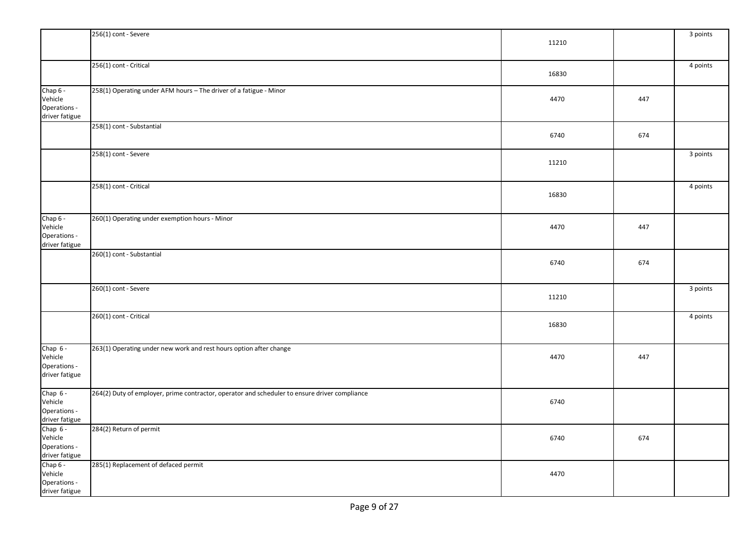| | | | | |
|---|---|---|---|---|
| | 256(1) cont - Severe | 11210 | | 3 points |
| | 256(1) cont - Critical | 16830 | | 4 points |
| Chap 6 - Vehicle Operations - driver fatigue | 258(1) Operating under AFM hours – The driver of a fatigue - Minor | 4470 | 447 | |
| | 258(1) cont - Substantial | 6740 | 674 | |
| | 258(1) cont - Severe | 11210 | | 3 points |
| | 258(1) cont - Critical | 16830 | | 4 points |
| Chap 6 - Vehicle Operations - driver fatigue | 260(1) Operating under exemption hours - Minor | 4470 | 447 | |
| | 260(1) cont - Substantial | 6740 | 674 | |
| | 260(1) cont - Severe | 11210 | | 3 points |
| | 260(1) cont - Critical | 16830 | | 4 points |
| Chap 6 - Vehicle Operations - driver fatigue | 263(1) Operating under new work and rest hours option after change | 4470 | 447 | |
| Chap 6 - Vehicle Operations - driver fatigue | 264(2) Duty of employer, prime contractor, operator and scheduler to ensure driver compliance | 6740 | | |
| Chap 6 - Vehicle Operations - driver fatigue | 284(2) Return of permit | 6740 | 674 | |
| Chap 6 - Vehicle Operations - driver fatigue | 285(1) Replacement of defaced permit | 4470 | | |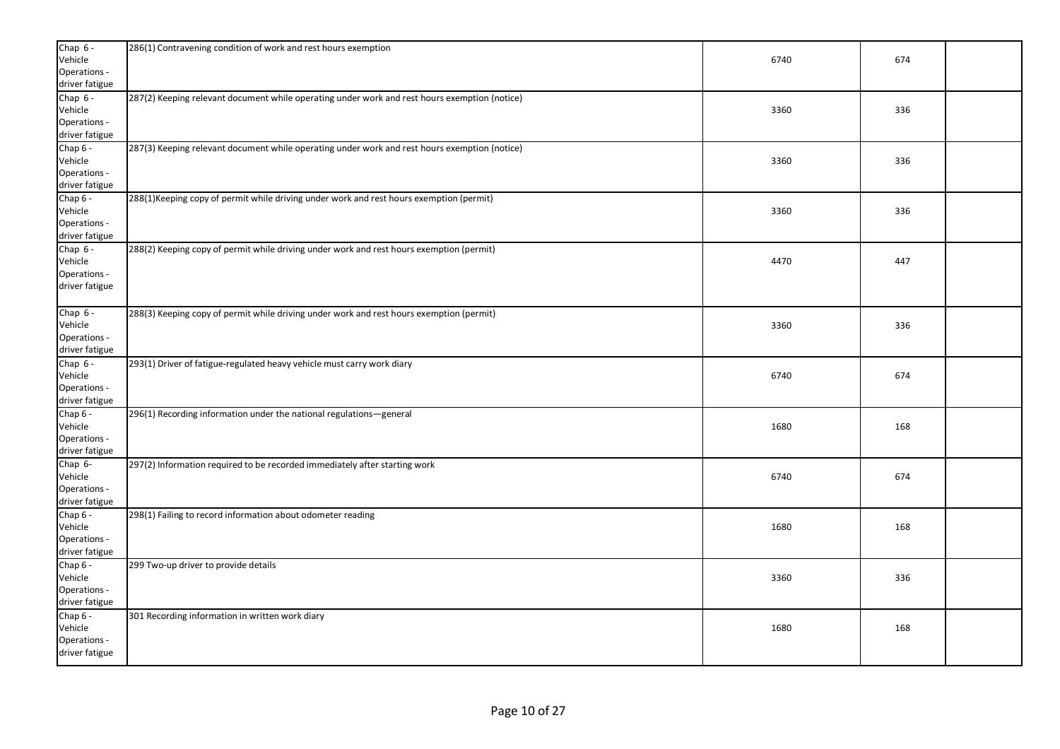| | | | | |
|---|---|---|---|---|
| Chap 6 - Vehicle Operations - driver fatigue | 286(1) Contravening condition of work and rest hours exemption | 6740 | 674 | |
| Chap 6 - Vehicle Operations - driver fatigue | 287(2) Keeping relevant document while operating under work and rest hours exemption (notice) | 3360 | 336 | |
| Chap 6 - Vehicle Operations - driver fatigue | 287(3) Keeping relevant document while operating under work and rest hours exemption (notice) | 3360 | 336 | |
| Chap 6 - Vehicle Operations - driver fatigue | 288(1)Keeping copy of permit while driving under work and rest hours exemption (permit) | 3360 | 336 | |
| Chap 6 - Vehicle Operations - driver fatigue | 288(2) Keeping copy of permit while driving under work and rest hours exemption (permit) | 4470 | 447 | |
| Chap 6 - Vehicle Operations - driver fatigue | 288(3) Keeping copy of permit while driving under work and rest hours exemption (permit) | 3360 | 336 | |
| Chap 6 - Vehicle Operations - driver fatigue | 293(1) Driver of fatigue-regulated heavy vehicle must carry work diary | 6740 | 674 | |
| Chap 6 - Vehicle Operations - driver fatigue | 296(1) Recording information under the national regulations—general | 1680 | 168 | |
| Chap 6- Vehicle Operations - driver fatigue | 297(2) Information required to be recorded immediately after starting work | 6740 | 674 | |
| Chap 6 - Vehicle Operations - driver fatigue | 298(1) Failing to record information about odometer reading | 1680 | 168 | |
| Chap 6 - Vehicle Operations - driver fatigue | 299 Two-up driver to provide details | 3360 | 336 | |
| Chap 6 - Vehicle Operations - driver fatigue | 301 Recording information in written work diary | 1680 | 168 | |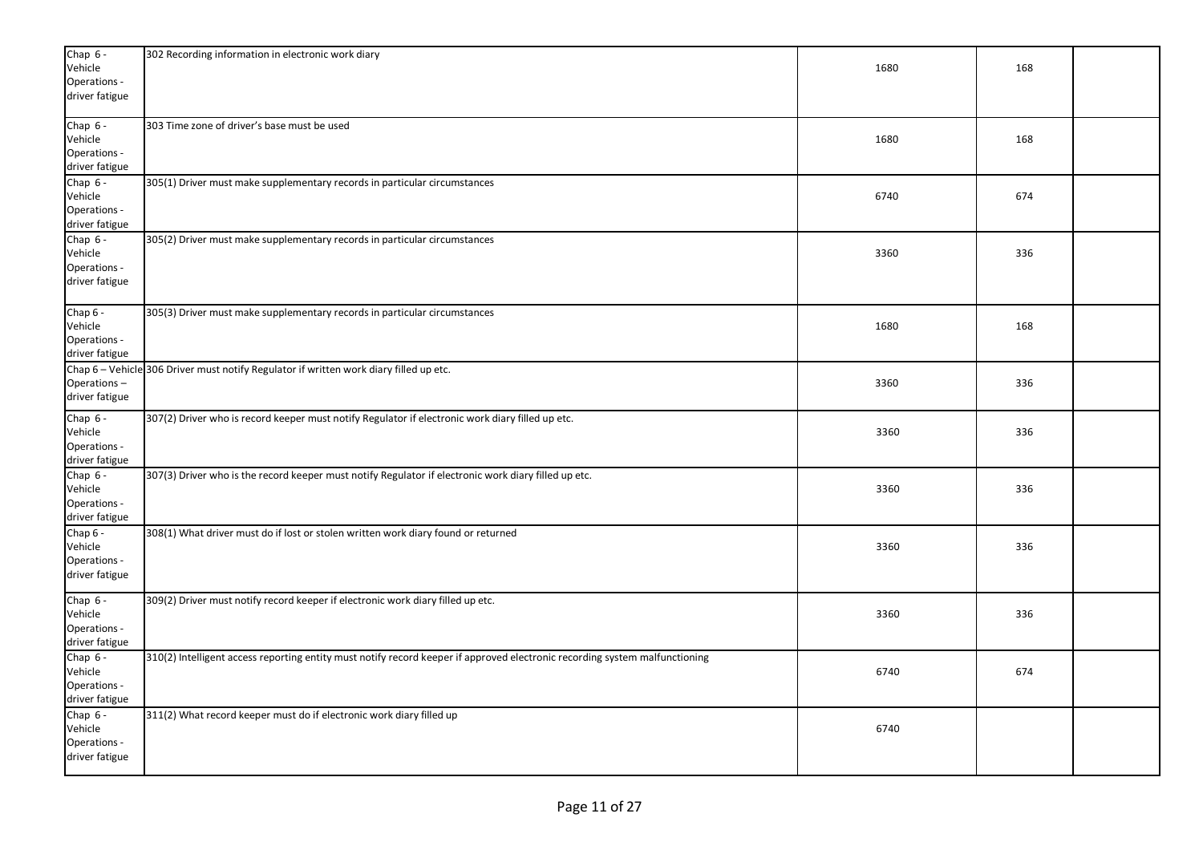| | | | | |
|---|---|---|---|---|
| Chap 6 - Vehicle Operations - driver fatigue | 302 Recording information in electronic work diary | 1680 | 168 | |
| Chap 6 - Vehicle Operations - driver fatigue | 303 Time zone of driver's base must be used | 1680 | 168 | |
| Chap 6 - Vehicle Operations - driver fatigue | 305(1) Driver must make supplementary records in particular circumstances | 6740 | 674 | |
| Chap 6 - Vehicle Operations - driver fatigue | 305(2) Driver must make supplementary records in particular circumstances | 3360 | 336 | |
| Chap 6 - Vehicle Operations - driver fatigue | 305(3) Driver must make supplementary records in particular circumstances | 1680 | 168 | |
| Chap 6 – Vehicle Operations – driver fatigue | 306 Driver must notify Regulator if written work diary filled up etc. | 3360 | 336 | |
| Chap 6 - Vehicle Operations - driver fatigue | 307(2) Driver who is record keeper must notify Regulator if electronic work diary filled up etc. | 3360 | 336 | |
| Chap 6 - Vehicle Operations - driver fatigue | 307(3) Driver who is the record keeper must notify Regulator if electronic work diary filled up etc. | 3360 | 336 | |
| Chap 6 - Vehicle Operations - driver fatigue | 308(1) What driver must do if lost or stolen written work diary found or returned | 3360 | 336 | |
| Chap 6 - Vehicle Operations - driver fatigue | 309(2) Driver must notify record keeper if electronic work diary filled up etc. | 3360 | 336 | |
| Chap 6 - Vehicle Operations - driver fatigue | 310(2) Intelligent access reporting entity must notify record keeper if approved electronic recording system malfunctioning | 6740 | 674 | |
| Chap 6 - Vehicle Operations - driver fatigue | 311(2) What record keeper must do if electronic work diary filled up | 6740 | | |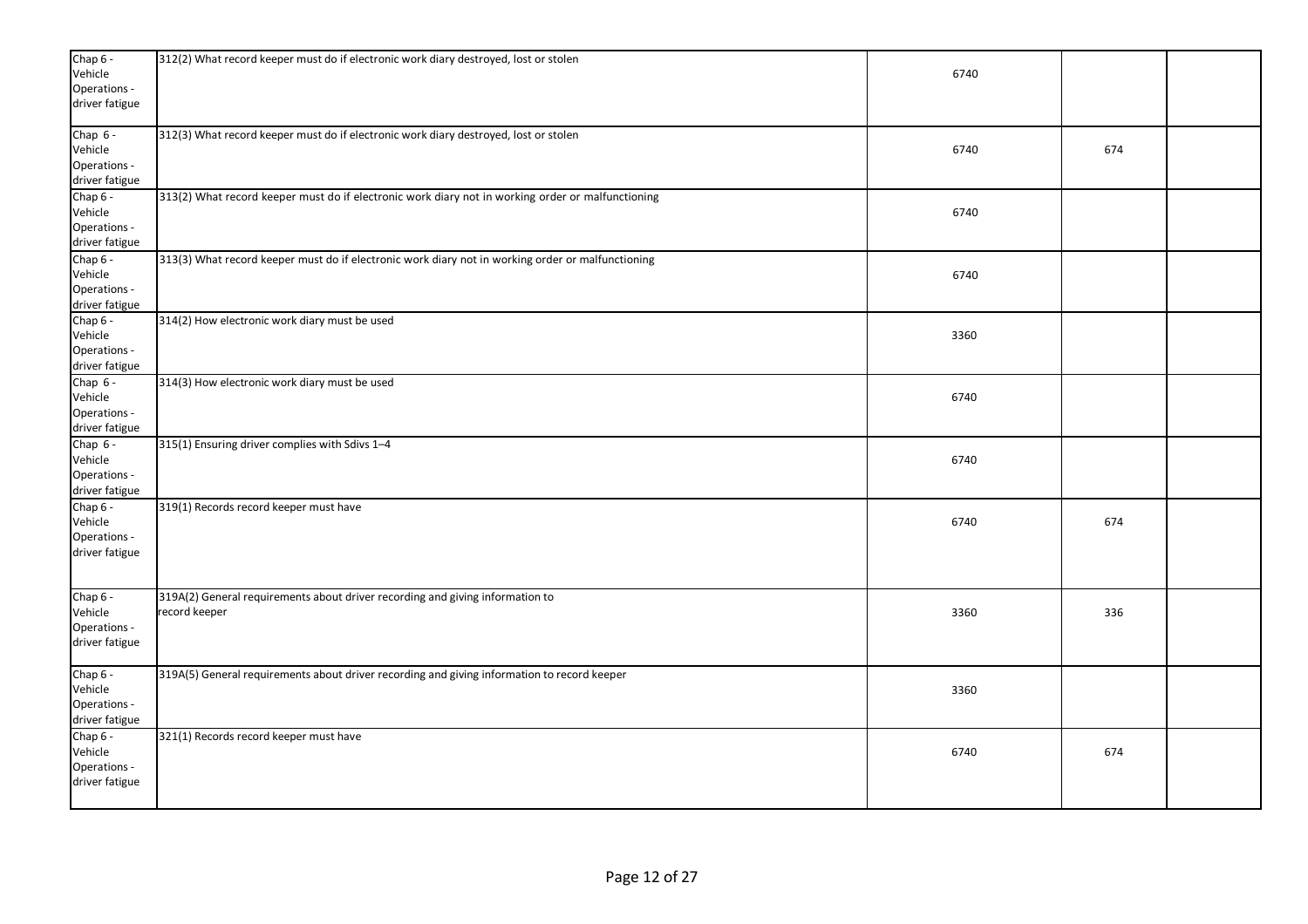| | | | | |
|---|---|---|---|---|
| Chap 6 - Vehicle Operations - driver fatigue | 312(2) What record keeper must do if electronic work diary destroyed, lost or stolen | 6740 | | |
| Chap 6 - Vehicle Operations - driver fatigue | 312(3) What record keeper must do if electronic work diary destroyed, lost or stolen | 6740 | 674 | |
| Chap 6 - Vehicle Operations - driver fatigue | 313(2) What record keeper must do if electronic work diary not in working order or malfunctioning | 6740 | | |
| Chap 6 - Vehicle Operations - driver fatigue | 313(3) What record keeper must do if electronic work diary not in working order or malfunctioning | 6740 | | |
| Chap 6 - Vehicle Operations - driver fatigue | 314(2) How electronic work diary must be used | 3360 | | |
| Chap 6 - Vehicle Operations - driver fatigue | 314(3) How electronic work diary must be used | 6740 | | |
| Chap 6 - Vehicle Operations - driver fatigue | 315(1) Ensuring driver complies with Sdivs 1–4 | 6740 | | |
| Chap 6 - Vehicle Operations - driver fatigue | 319(1) Records record keeper must have | 6740 | 674 | |
| Chap 6 - Vehicle Operations - driver fatigue | 319A(2) General requirements about driver recording and giving information to record keeper | 3360 | 336 | |
| Chap 6 - Vehicle Operations - driver fatigue | 319A(5) General requirements about driver recording and giving information to record keeper | 3360 | | |
| Chap 6 - Vehicle Operations - driver fatigue | 321(1) Records record keeper must have | 6740 | 674 | |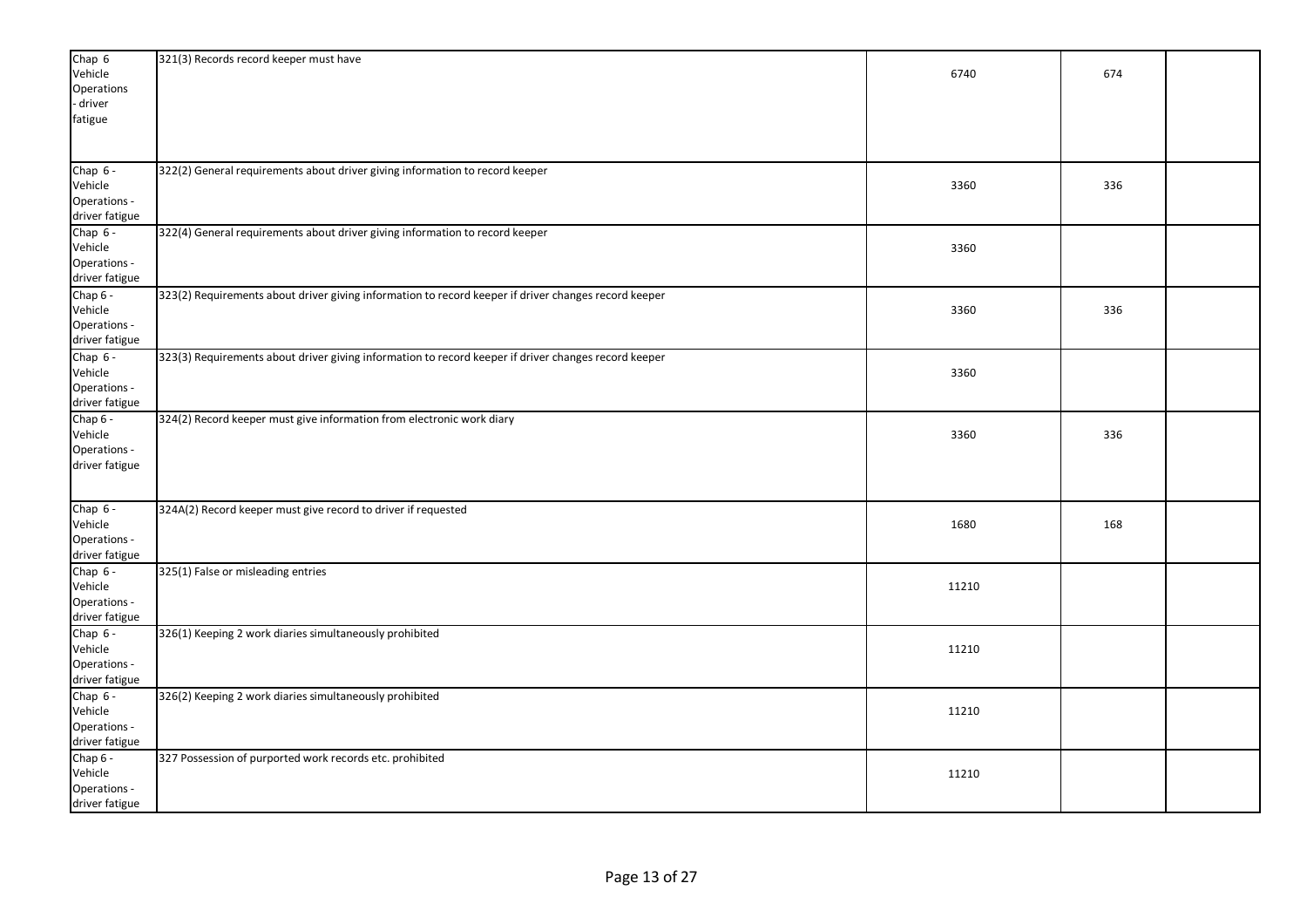| | | | | |
|---|---|---|---|---|
| Chap 6 Vehicle Operations - driver fatigue | 321(3) Records record keeper must have | 6740 | 674 | |
| Chap 6 - Vehicle Operations - driver fatigue | 322(2) General requirements about driver giving information to record keeper | 3360 | 336 | |
| Chap 6 - Vehicle Operations - driver fatigue | 322(4) General requirements about driver giving information to record keeper | 3360 | | |
| Chap 6 - Vehicle Operations - driver fatigue | 323(2) Requirements about driver giving information to record keeper if driver changes record keeper | 3360 | 336 | |
| Chap 6 - Vehicle Operations - driver fatigue | 323(3) Requirements about driver giving information to record keeper if driver changes record keeper | 3360 | | |
| Chap 6 - Vehicle Operations - driver fatigue | 324(2) Record keeper must give information from electronic work diary | 3360 | 336 | |
| Chap 6 - Vehicle Operations - driver fatigue | 324A(2) Record keeper must give record to driver if requested | 1680 | 168 | |
| Chap 6 - Vehicle Operations - driver fatigue | 325(1) False or misleading entries | 11210 | | |
| Chap 6 - Vehicle Operations - driver fatigue | 326(1) Keeping 2 work diaries simultaneously prohibited | 11210 | | |
| Chap 6 - Vehicle Operations - driver fatigue | 326(2) Keeping 2 work diaries simultaneously prohibited | 11210 | | |
| Chap 6 - Vehicle Operations - driver fatigue | 327 Possession of purported work records etc. prohibited | 11210 | | |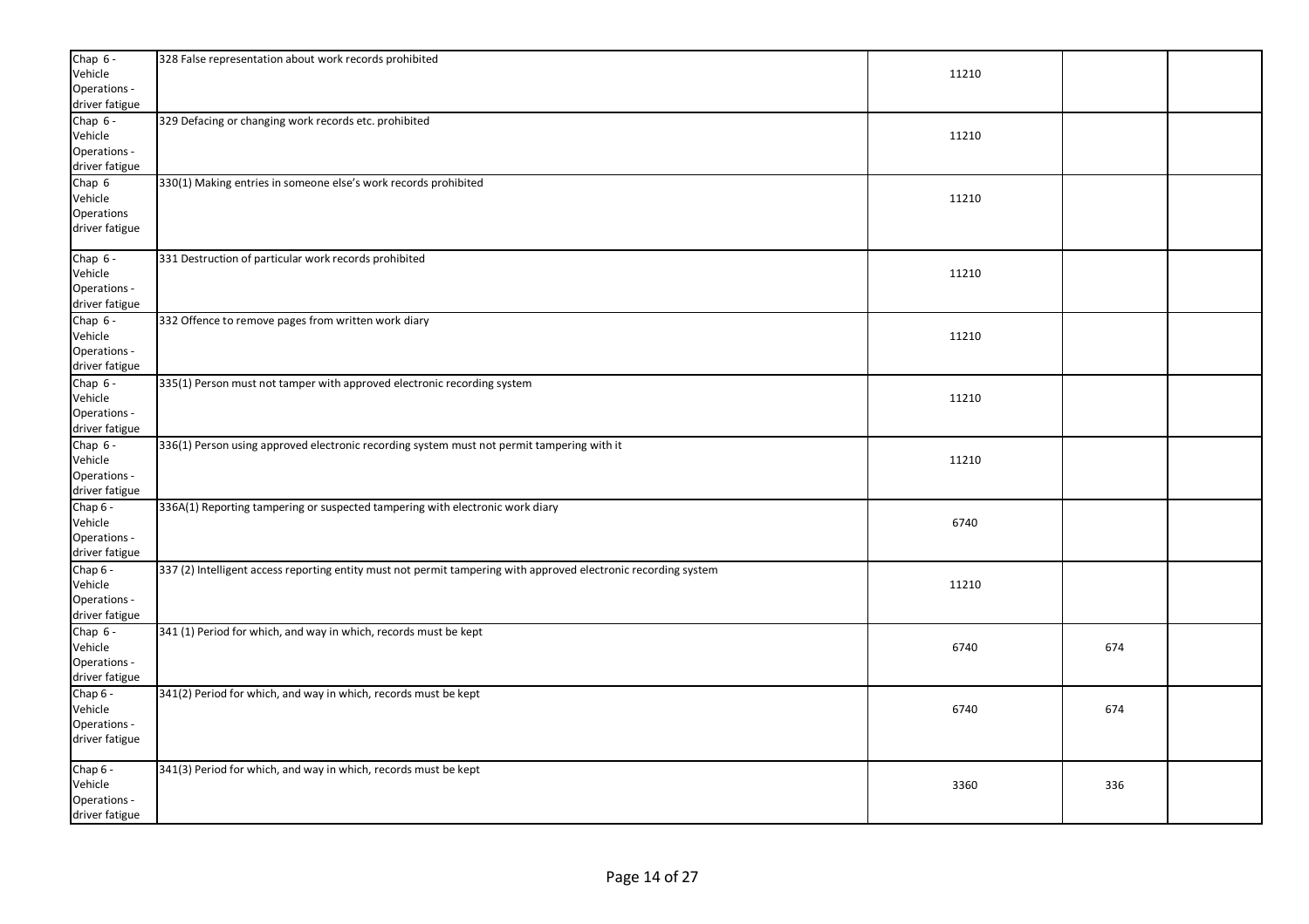| | | | | |
|---|---|---|---|---|
| Chap 6 - Vehicle Operations - driver fatigue | 328 False representation about work records prohibited | 11210 | | |
| Chap 6 - Vehicle Operations - driver fatigue | 329 Defacing or changing work records etc. prohibited | 11210 | | |
| Chap 6 Vehicle Operations driver fatigue | 330(1) Making entries in someone else's work records prohibited | 11210 | | |
| Chap 6 - Vehicle Operations - driver fatigue | 331 Destruction of particular work records prohibited | 11210 | | |
| Chap 6 - Vehicle Operations - driver fatigue | 332 Offence to remove pages from written work diary | 11210 | | |
| Chap 6 - Vehicle Operations - driver fatigue | 335(1) Person must not tamper with approved electronic recording system | 11210 | | |
| Chap 6 - Vehicle Operations - driver fatigue | 336(1) Person using approved electronic recording system must not permit tampering with it | 11210 | | |
| Chap 6 - Vehicle Operations - driver fatigue | 336A(1) Reporting tampering or suspected tampering with electronic work diary | 6740 | | |
| Chap 6 - Vehicle Operations - driver fatigue | 337 (2) Intelligent access reporting entity must not permit tampering with approved electronic recording system | 11210 | | |
| Chap 6 - Vehicle Operations - driver fatigue | 341 (1) Period for which, and way in which, records must be kept | 6740 | 674 | |
| Chap 6 - Vehicle Operations - driver fatigue | 341(2) Period for which, and way in which, records must be kept | 6740 | 674 | |
| Chap 6 - Vehicle Operations - driver fatigue | 341(3) Period for which, and way in which, records must be kept | 3360 | 336 | |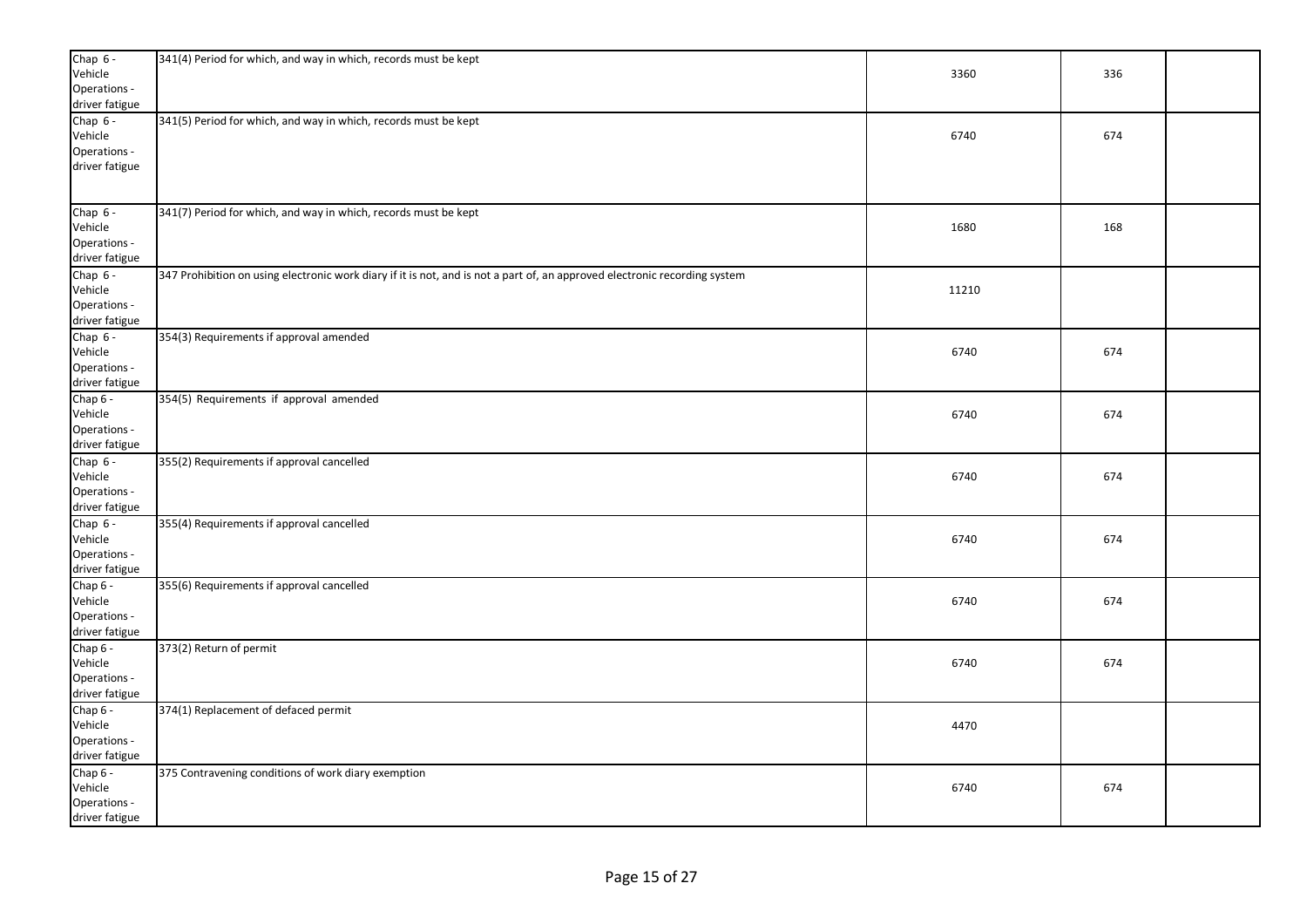| | | | | |
|---|---|---|---|---|
| Chap 6 - Vehicle Operations - driver fatigue | 341(4) Period for which, and way in which, records must be kept | 3360 | 336 | |
| Chap 6 - Vehicle Operations - driver fatigue | 341(5) Period for which, and way in which, records must be kept | 6740 | 674 | |
| Chap 6 - Vehicle Operations - driver fatigue | 341(7) Period for which, and way in which, records must be kept | 1680 | 168 | |
| Chap 6 - Vehicle Operations - driver fatigue | 347 Prohibition on using electronic work diary if it is not, and is not a part of, an approved electronic recording system | 11210 | | |
| Chap 6 - Vehicle Operations - driver fatigue | 354(3) Requirements if approval amended | 6740 | 674 | |
| Chap 6 - Vehicle Operations - driver fatigue | 354(5) Requirements if approval amended | 6740 | 674 | |
| Chap 6 - Vehicle Operations - driver fatigue | 355(2) Requirements if approval cancelled | 6740 | 674 | |
| Chap 6 - Vehicle Operations - driver fatigue | 355(4) Requirements if approval cancelled | 6740 | 674 | |
| Chap 6 - Vehicle Operations - driver fatigue | 355(6) Requirements if approval cancelled | 6740 | 674 | |
| Chap 6 - Vehicle Operations - driver fatigue | 373(2) Return of permit | 6740 | 674 | |
| Chap 6 - Vehicle Operations - driver fatigue | 374(1) Replacement of defaced permit | 4470 | | |
| Chap 6 - Vehicle Operations - driver fatigue | 375 Contravening conditions of work diary exemption | 6740 | 674 | |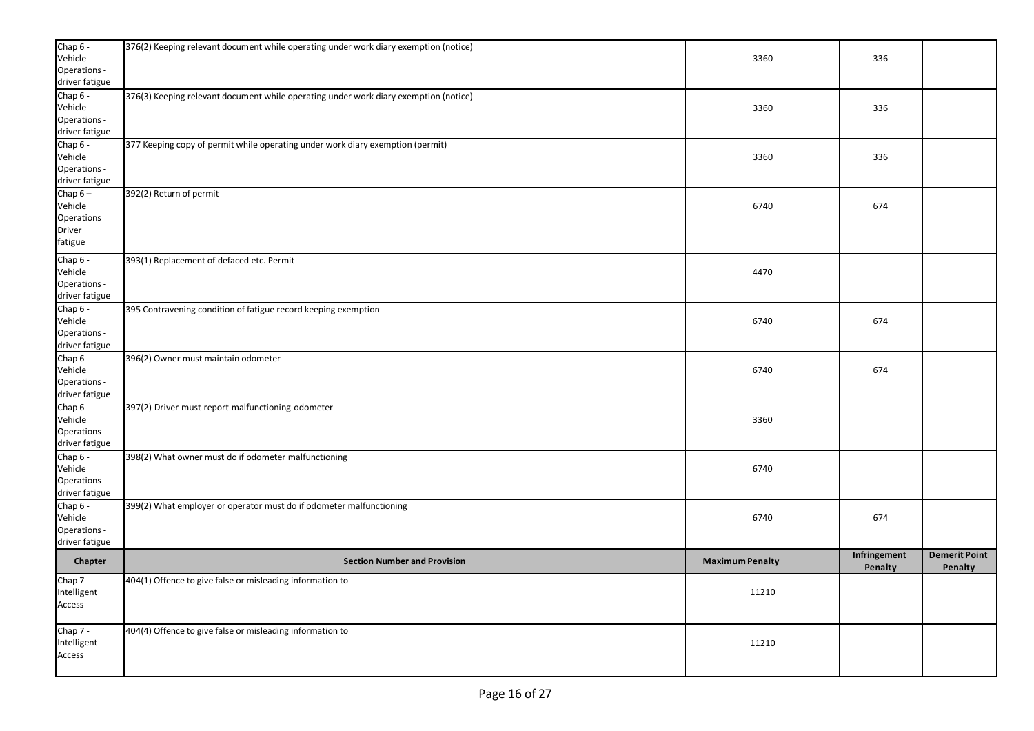| Chapter | Section Number and Provision | Maximum Penalty | Infringement Penalty | Demerit Point Penalty |
|---|---|---|---|---|
| Chap 6 - Vehicle Operations - driver fatigue | 376(2) Keeping relevant document while operating under work diary exemption (notice) | 3360 | 336 | |
| Chap 6 - Vehicle Operations - driver fatigue | 376(3) Keeping relevant document while operating under work diary exemption (notice) | 3360 | 336 | |
| Chap 6 - Vehicle Operations - driver fatigue | 377 Keeping copy of permit while operating under work diary exemption (permit) | 3360 | 336 | |
| Chap 6 – Vehicle Operations Driver fatigue | 392(2) Return of permit | 6740 | 674 | |
| Chap 6 - Vehicle Operations - driver fatigue | 393(1) Replacement of defaced etc. Permit | 4470 | | |
| Chap 6 - Vehicle Operations - driver fatigue | 395 Contravening condition of fatigue record keeping exemption | 6740 | 674 | |
| Chap 6 - Vehicle Operations - driver fatigue | 396(2) Owner must maintain odometer | 6740 | 674 | |
| Chap 6 - Vehicle Operations - driver fatigue | 397(2) Driver must report malfunctioning odometer | 3360 | | |
| Chap 6 - Vehicle Operations - driver fatigue | 398(2) What owner must do if odometer malfunctioning | 6740 | | |
| Chap 6 - Vehicle Operations - driver fatigue | 399(2) What employer or operator must do if odometer malfunctioning | 6740 | 674 | |
| **Chapter** | **Section Number and Provision** | **Maximum Penalty** | **Infringement Penalty** | **Demerit Point Penalty** |
| Chap 7 - Intelligent Access | 404(1) Offence to give false or misleading information to | 11210 | | |
| Chap 7 - Intelligent Access | 404(4) Offence to give false or misleading information to | 11210 | | |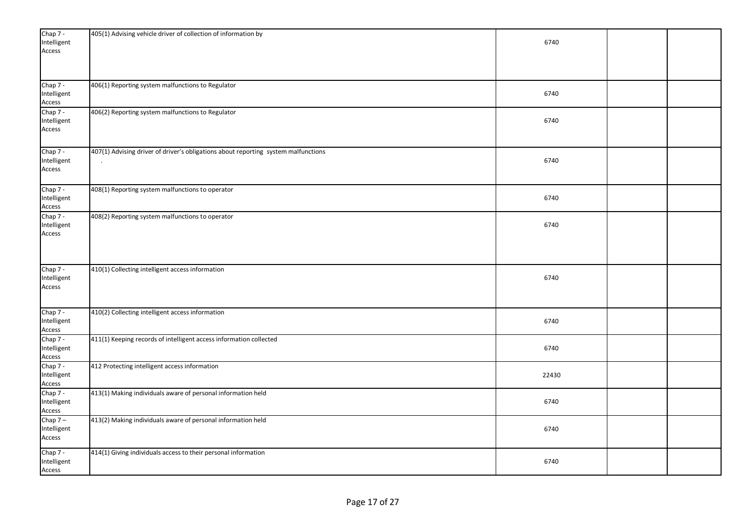| | | | | |
|---|---|---|---|---|
| Chap 7 - Intelligent Access | 405(1) Advising vehicle driver of collection of information by | 6740 | | |
| Chap 7 - Intelligent Access | 406(1) Reporting system malfunctions to Regulator | 6740 | | |
| Chap 7 - Intelligent Access | 406(2) Reporting system malfunctions to Regulator | 6740 | | |
| Chap 7 - Intelligent Access | 407(1) Advising driver of driver's obligations about reporting system malfunctions . | 6740 | | |
| Chap 7 - Intelligent Access | 408(1) Reporting system malfunctions to operator | 6740 | | |
| Chap 7 - Intelligent Access | 408(2) Reporting system malfunctions to operator | 6740 | | |
| Chap 7 - Intelligent Access | 410(1) Collecting intelligent access information | 6740 | | |
| Chap 7 - Intelligent Access | 410(2) Collecting intelligent access information | 6740 | | |
| Chap 7 - Intelligent Access | 411(1) Keeping records of intelligent access information collected | 6740 | | |
| Chap 7 - Intelligent Access | 412 Protecting intelligent access information | 22430 | | |
| Chap 7 - Intelligent Access | 413(1) Making individuals aware of personal information held | 6740 | | |
| Chap 7 – Intelligent Access | 413(2) Making individuals aware of personal information held | 6740 | | |
| Chap 7 - Intelligent Access | 414(1) Giving individuals access to their personal information | 6740 | | |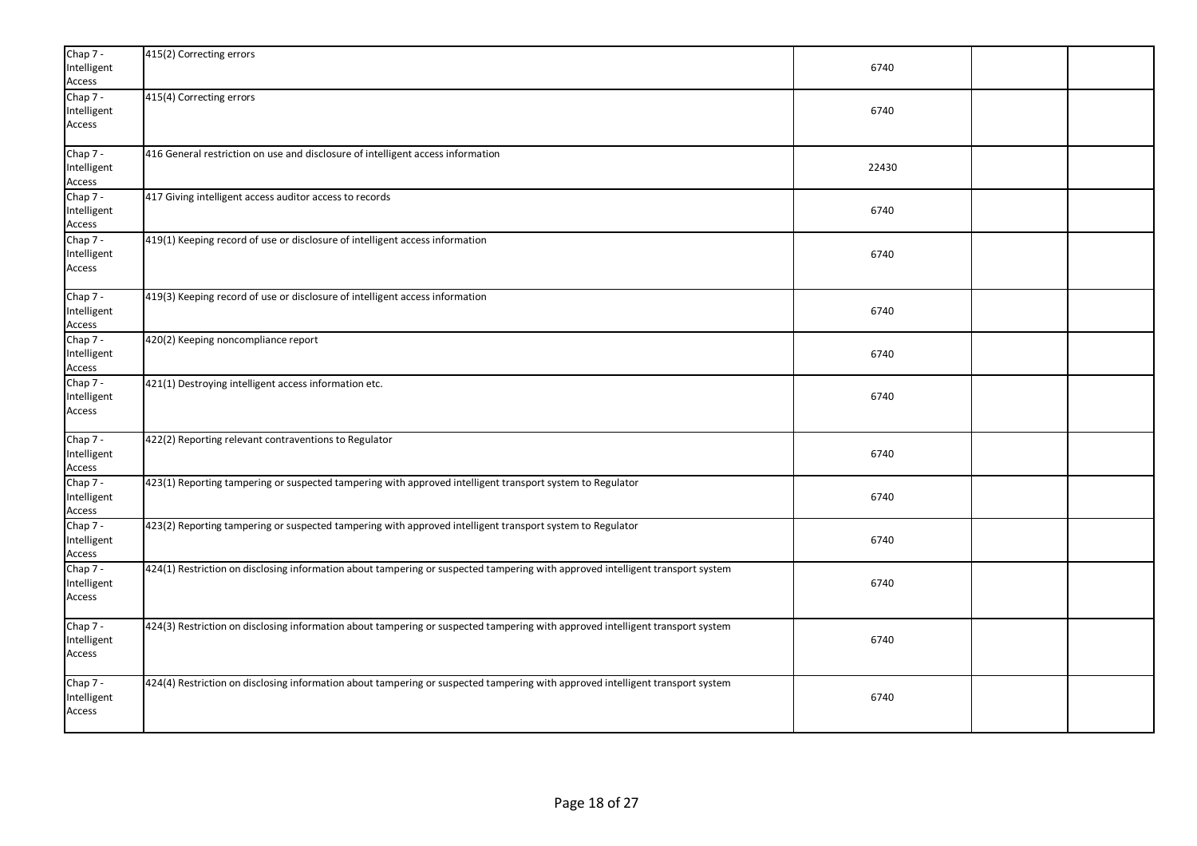| | | | | |
|---|---|---|---|---|
| Chap 7 - Intelligent Access | 415(2) Correcting errors | 6740 | | |
| Chap 7 - Intelligent Access | 415(4) Correcting errors | 6740 | | |
| Chap 7 - Intelligent Access | 416 General restriction on use and disclosure of intelligent access information | 22430 | | |
| Chap 7 - Intelligent Access | 417 Giving intelligent access auditor access to records | 6740 | | |
| Chap 7 - Intelligent Access | 419(1) Keeping record of use or disclosure of intelligent access information | 6740 | | |
| Chap 7 - Intelligent Access | 419(3) Keeping record of use or disclosure of intelligent access information | 6740 | | |
| Chap 7 - Intelligent Access | 420(2) Keeping noncompliance report | 6740 | | |
| Chap 7 - Intelligent Access | 421(1) Destroying intelligent access information etc. | 6740 | | |
| Chap 7 - Intelligent Access | 422(2) Reporting relevant contraventions to Regulator | 6740 | | |
| Chap 7 - Intelligent Access | 423(1) Reporting tampering or suspected tampering with approved intelligent transport system to Regulator | 6740 | | |
| Chap 7 - Intelligent Access | 423(2) Reporting tampering or suspected tampering with approved intelligent transport system to Regulator | 6740 | | |
| Chap 7 - Intelligent Access | 424(1) Restriction on disclosing information about tampering or suspected tampering with approved intelligent transport system | 6740 | | |
| Chap 7 - Intelligent Access | 424(3) Restriction on disclosing information about tampering or suspected tampering with approved intelligent transport system | 6740 | | |
| Chap 7 - Intelligent Access | 424(4) Restriction on disclosing information about tampering or suspected tampering with approved intelligent transport system | 6740 | | |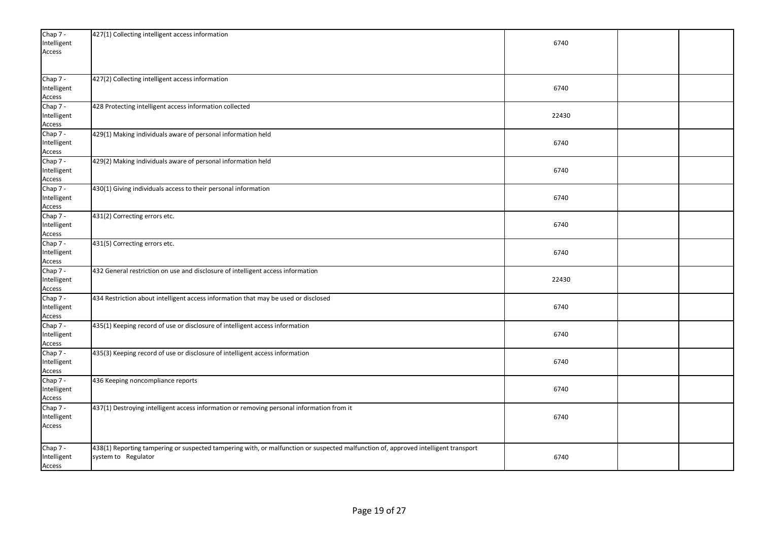| | | | | |
|---|---|---|---|---|
| Chap 7 - Intelligent Access | 427(1) Collecting intelligent access information | 6740 | | |
| Chap 7 - Intelligent Access | 427(2) Collecting intelligent access information | 6740 | | |
| Chap 7 - Intelligent Access | 428 Protecting intelligent access information collected | 22430 | | |
| Chap 7 - Intelligent Access | 429(1) Making individuals aware of personal information held | 6740 | | |
| Chap 7 - Intelligent Access | 429(2) Making individuals aware of personal information held | 6740 | | |
| Chap 7 - Intelligent Access | 430(1) Giving individuals access to their personal information | 6740 | | |
| Chap 7 - Intelligent Access | 431(2) Correcting errors etc. | 6740 | | |
| Chap 7 - Intelligent Access | 431(5) Correcting errors etc. | 6740 | | |
| Chap 7 - Intelligent Access | 432 General restriction on use and disclosure of intelligent access information | 22430 | | |
| Chap 7 - Intelligent Access | 434 Restriction about intelligent access information that may be used or disclosed | 6740 | | |
| Chap 7 - Intelligent Access | 435(1) Keeping record of use or disclosure of intelligent access information | 6740 | | |
| Chap 7 - Intelligent Access | 435(3) Keeping record of use or disclosure of intelligent access information | 6740 | | |
| Chap 7 - Intelligent Access | 436 Keeping noncompliance reports | 6740 | | |
| Chap 7 - Intelligent Access | 437(1) Destroying intelligent access information or removing personal information from it | 6740 | | |
| Chap 7 - Intelligent Access | 438(1) Reporting tampering or suspected tampering with, or malfunction or suspected malfunction of, approved intelligent transport system to Regulator | 6740 | | |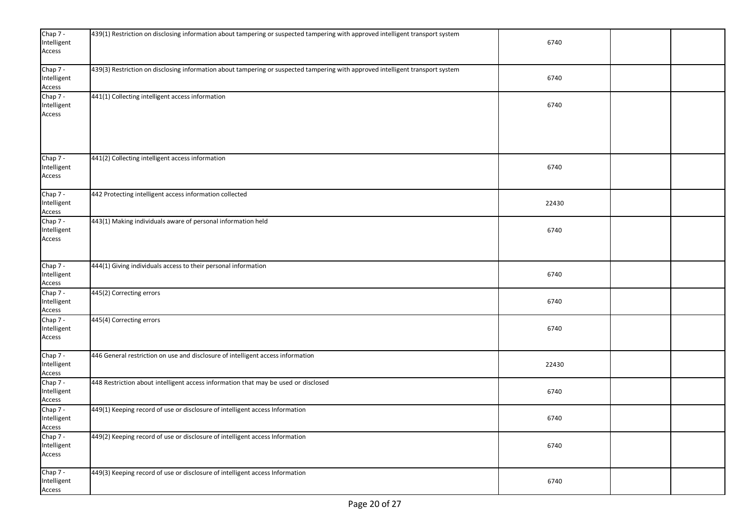| | | | | |
|---|---|---|---|---|
| Chap 7 - Intelligent Access | 439(1) Restriction on disclosing information about tampering or suspected tampering with approved intelligent transport system | 6740 | | |
| Chap 7 - Intelligent Access | 439(3) Restriction on disclosing information about tampering or suspected tampering with approved intelligent transport system | 6740 | | |
| Chap 7 - Intelligent Access | 441(1) Collecting intelligent access information | 6740 | | |
| Chap 7 - Intelligent Access | 441(2) Collecting intelligent access information | 6740 | | |
| Chap 7 - Intelligent Access | 442 Protecting intelligent access information collected | 22430 | | |
| Chap 7 - Intelligent Access | 443(1) Making individuals aware of personal information held | 6740 | | |
| Chap 7 - Intelligent Access | 444(1) Giving individuals access to their personal information | 6740 | | |
| Chap 7 - Intelligent Access | 445(2) Correcting errors | 6740 | | |
| Chap 7 - Intelligent Access | 445(4) Correcting errors | 6740 | | |
| Chap 7 - Intelligent Access | 446 General restriction on use and disclosure of intelligent access information | 22430 | | |
| Chap 7 - Intelligent Access | 448 Restriction about intelligent access information that may be used or disclosed | 6740 | | |
| Chap 7 - Intelligent Access | 449(1) Keeping record of use or disclosure of intelligent access Information | 6740 | | |
| Chap 7 - Intelligent Access | 449(2) Keeping record of use or disclosure of intelligent access Information | 6740 | | |
| Chap 7 - Intelligent Access | 449(3) Keeping record of use or disclosure of intelligent access Information | 6740 | | |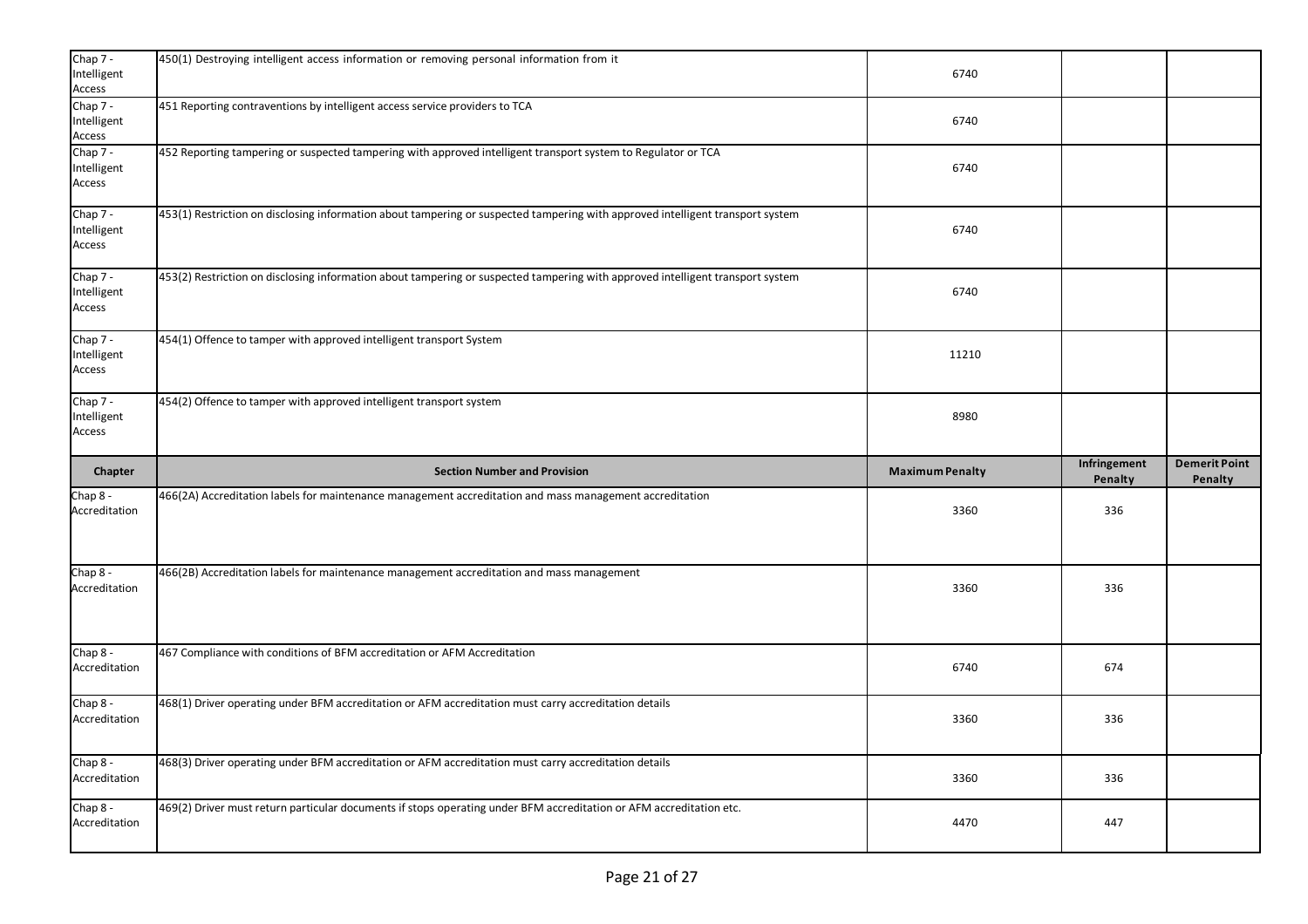| Chapter | Section Number and Provision | Maximum Penalty | Infringement Penalty | Demerit Point Penalty |
| --- | --- | --- | --- | --- |
| Chap 7 - Intelligent Access | 450(1) Destroying intelligent access information or removing personal information from it | 6740 | | |
| Chap 7 - Intelligent Access | 451 Reporting contraventions by intelligent access service providers to TCA | 6740 | | |
| Chap 7 - Intelligent Access | 452 Reporting tampering or suspected tampering with approved intelligent transport system to Regulator or TCA | 6740 | | |
| Chap 7 - Intelligent Access | 453(1) Restriction on disclosing information about tampering or suspected tampering with approved intelligent transport system | 6740 | | |
| Chap 7 - Intelligent Access | 453(2) Restriction on disclosing information about tampering or suspected tampering with approved intelligent transport system | 6740 | | |
| Chap 7 - Intelligent Access | 454(1) Offence to tamper with approved intelligent transport System | 11210 | | |
| Chap 7 - Intelligent Access | 454(2) Offence to tamper with approved intelligent transport system | 8980 | | |
| **Chapter** | **Section Number and Provision** | **Maximum Penalty** | **Infringement Penalty** | **Demerit Point Penalty** |
| Chap 8 - Accreditation | 466(2A) Accreditation labels for maintenance management accreditation and mass management accreditation | 3360 | 336 | |
| Chap 8 - Accreditation | 466(2B) Accreditation labels for maintenance management accreditation and mass management | 3360 | 336 | |
| Chap 8 - Accreditation | 467 Compliance with conditions of BFM accreditation or AFM Accreditation | 6740 | 674 | |
| Chap 8 - Accreditation | 468(1) Driver operating under BFM accreditation or AFM accreditation must carry accreditation details | 3360 | 336 | |
| Chap 8 - Accreditation | 468(3) Driver operating under BFM accreditation or AFM accreditation must carry accreditation details | 3360 | 336 | |
| Chap 8 - Accreditation | 469(2) Driver must return particular documents if stops operating under BFM accreditation or AFM accreditation etc. | 4470 | 447 | |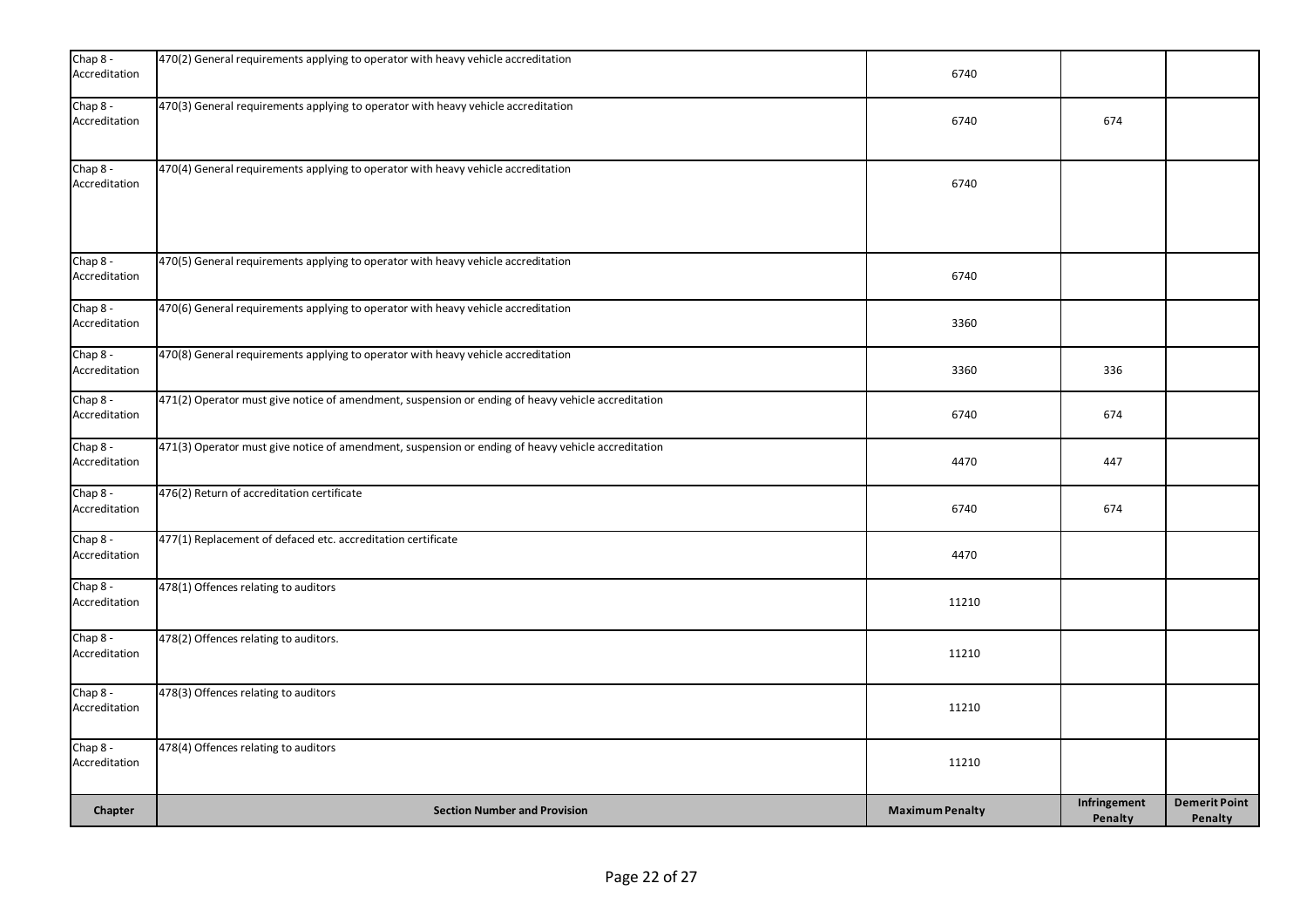| Chapter | Section Number and Provision | Maximum Penalty | Infringement Penalty | Demerit Point Penalty |
|---|---|---|---|---|
| Chap 8 - Accreditation | 470(2) General requirements applying to operator with heavy vehicle accreditation | 6740 | | |
| Chap 8 - Accreditation | 470(3) General requirements applying to operator with heavy vehicle accreditation | 6740 | 674 | |
| Chap 8 - Accreditation | 470(4) General requirements applying to operator with heavy vehicle accreditation | 6740 | | |
| Chap 8 - Accreditation | 470(5) General requirements applying to operator with heavy vehicle accreditation | 6740 | | |
| Chap 8 - Accreditation | 470(6) General requirements applying to operator with heavy vehicle accreditation | 3360 | | |
| Chap 8 - Accreditation | 470(8) General requirements applying to operator with heavy vehicle accreditation | 3360 | 336 | |
| Chap 8 - Accreditation | 471(2) Operator must give notice of amendment, suspension or ending of heavy vehicle accreditation | 6740 | 674 | |
| Chap 8 - Accreditation | 471(3) Operator must give notice of amendment, suspension or ending of heavy vehicle accreditation | 4470 | 447 | |
| Chap 8 - Accreditation | 476(2) Return of accreditation certificate | 6740 | 674 | |
| Chap 8 - Accreditation | 477(1) Replacement of defaced etc. accreditation certificate | 4470 | | |
| Chap 8 - Accreditation | 478(1) Offences relating to auditors | 11210 | | |
| Chap 8 - Accreditation | 478(2) Offences relating to auditors. | 11210 | | |
| Chap 8 - Accreditation | 478(3) Offences relating to auditors | 11210 | | |
| Chap 8 - Accreditation | 478(4) Offences relating to auditors | 11210 | | |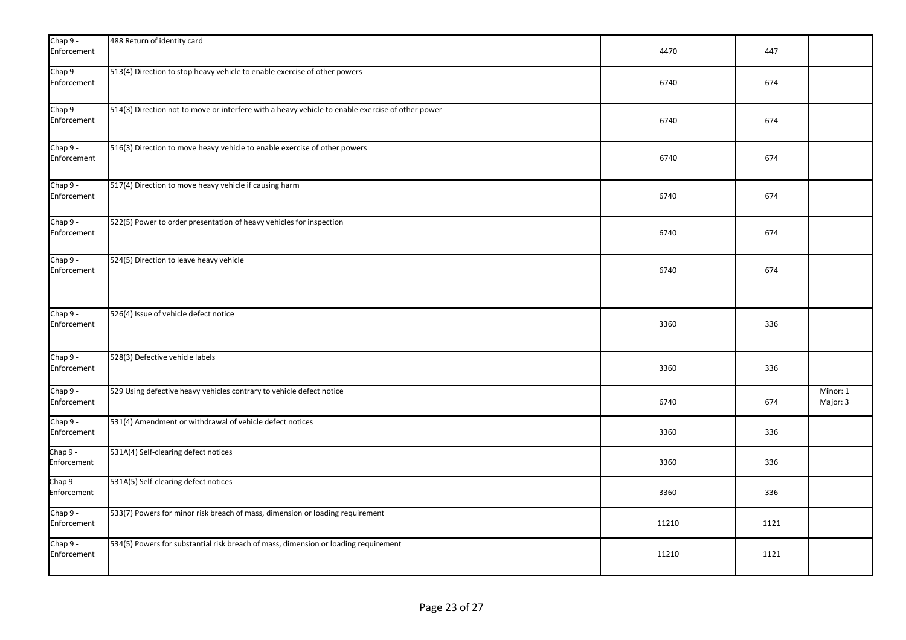| Chap 9 - Enforcement | 488 Return of identity card | 4470 | 447 | |
|---|---|---|---|---|
| Chap 9 - Enforcement | 513(4) Direction to stop heavy vehicle to enable exercise of other powers | 6740 | 674 | |
| Chap 9 - Enforcement | 514(3) Direction not to move or interfere with a heavy vehicle to enable exercise of other power | 6740 | 674 | |
| Chap 9 - Enforcement | 516(3) Direction to move heavy vehicle to enable exercise of other powers | 6740 | 674 | |
| Chap 9 - Enforcement | 517(4) Direction to move heavy vehicle if causing harm | 6740 | 674 | |
| Chap 9 - Enforcement | 522(5) Power to order presentation of heavy vehicles for inspection | 6740 | 674 | |
| Chap 9 - Enforcement | 524(5) Direction to leave heavy vehicle | 6740 | 674 | |
| Chap 9 - Enforcement | 526(4) Issue of vehicle defect notice | 3360 | 336 | |
| Chap 9 - Enforcement | 528(3) Defective vehicle labels | 3360 | 336 | |
| Chap 9 - Enforcement | 529 Using defective heavy vehicles contrary to vehicle defect notice | 6740 | 674 | Minor: 1 Major: 3 |
| Chap 9 - Enforcement | 531(4) Amendment or withdrawal of vehicle defect notices | 3360 | 336 | |
| Chap 9 - Enforcement | 531A(4) Self-clearing defect notices | 3360 | 336 | |
| Chap 9 - Enforcement | 531A(5) Self-clearing defect notices | 3360 | 336 | |
| Chap 9 - Enforcement | 533(7) Powers for minor risk breach of mass, dimension or loading requirement | 11210 | 1121 | |
| Chap 9 - Enforcement | 534(5) Powers for substantial risk breach of mass, dimension or loading requirement | 11210 | 1121 | |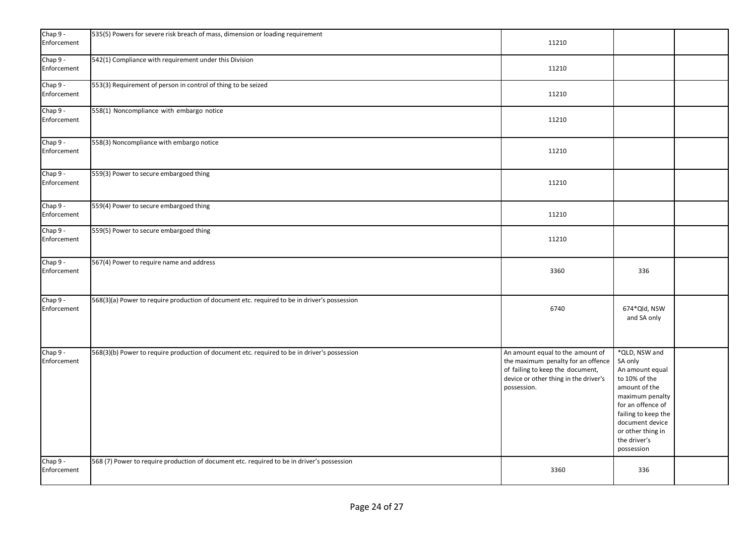| | | | | |
|---|---|---|---|---|
| Chap 9 - Enforcement | 535(5) Powers for severe risk breach of mass, dimension or loading requirement | 11210 | | |
| Chap 9 - Enforcement | 542(1) Compliance with requirement under this Division | 11210 | | |
| Chap 9 - Enforcement | 553(3) Requirement of person in control of thing to be seized | 11210 | | |
| Chap 9 - Enforcement | 558(1) Noncompliance with embargo notice | 11210 | | |
| Chap 9 - Enforcement | 558(3) Noncompliance with embargo notice | 11210 | | |
| Chap 9 - Enforcement | 559(3) Power to secure embargoed thing | 11210 | | |
| Chap 9 - Enforcement | 559(4) Power to secure embargoed thing | 11210 | | |
| Chap 9 - Enforcement | 559(5) Power to secure embargoed thing | 11210 | | |
| Chap 9 - Enforcement | 567(4) Power to require name and address | 3360 | 336 | |
| Chap 9 - Enforcement | 568(3)(a) Power to require production of document etc. required to be in driver's possession | 6740 | 674*Qld, NSW and SA only | |
| Chap 9 - Enforcement | 568(3)(b) Power to require production of document etc. required to be in driver's possession | An amount equal to the amount of the maximum penalty for an offence of failing to keep the document, device or other thing in the driver's possession. | *QLD, NSW and SA only An amount equal to 10% of the amount of the maximum penalty for an offence of failing to keep the document device or other thing in the driver's possession | |
| Chap 9 - Enforcement | 568 (7) Power to require production of document etc. required to be in driver's possession | 3360 | 336 | |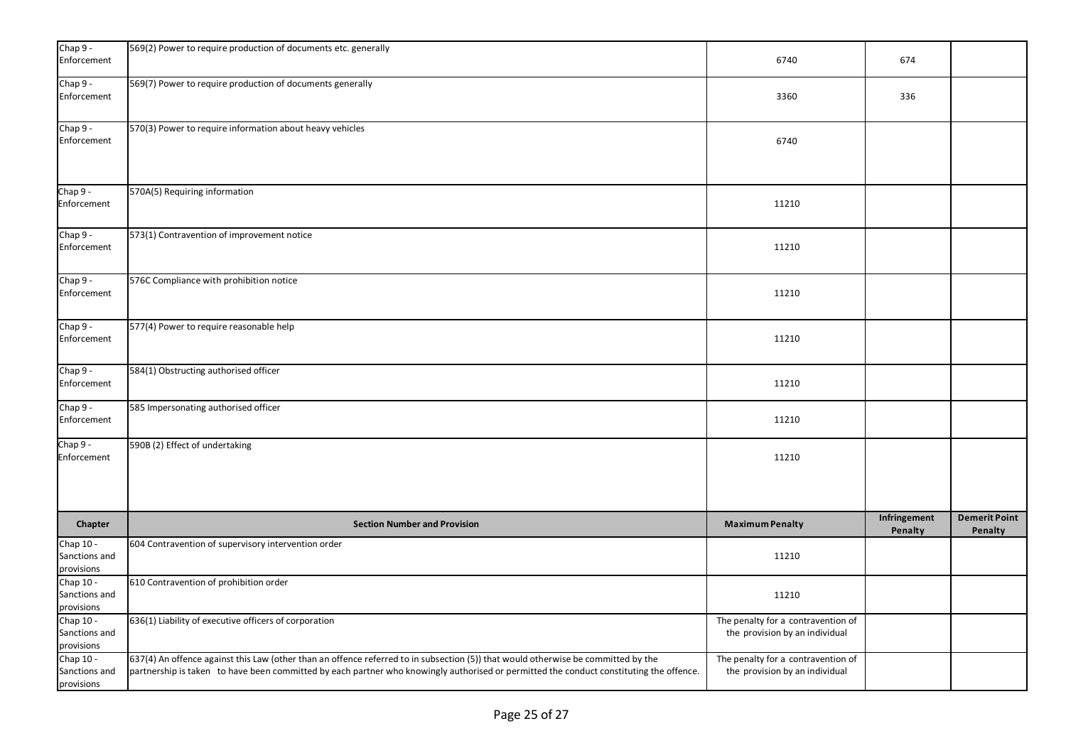| Chapter | Section Number and Provision | Maximum Penalty | Infringement Penalty | Demerit Point Penalty |
|---|---|---|---|---|
| Chap 9 - Enforcement | 569(2) Power to require production of documents etc. generally | 6740 | 674 | |
| Chap 9 - Enforcement | 569(7) Power to require production of documents generally | 3360 | 336 | |
| Chap 9 - Enforcement | 570(3) Power to require information about heavy vehicles | 6740 | | |
| Chap 9 - Enforcement | 570A(5) Requiring information | 11210 | | |
| Chap 9 - Enforcement | 573(1) Contravention of improvement notice | 11210 | | |
| Chap 9 - Enforcement | 576C Compliance with prohibition notice | 11210 | | |
| Chap 9 - Enforcement | 577(4) Power to require reasonable help | 11210 | | |
| Chap 9 - Enforcement | 584(1) Obstructing authorised officer | 11210 | | |
| Chap 9 - Enforcement | 585 Impersonating authorised officer | 11210 | | |
| Chap 9 - Enforcement | 590B (2) Effect of undertaking | 11210 | | |

| Chapter | Section Number and Provision | Maximum Penalty | Infringement Penalty | Demerit Point Penalty |
|---|---|---|---|---|
| Chap 10 - Sanctions and provisions | 604 Contravention of supervisory intervention order | 11210 | | |
| Chap 10 - Sanctions and provisions | 610 Contravention of prohibition order | 11210 | | |
| Chap 10 - Sanctions and provisions | 636(1) Liability of executive officers of corporation | The penalty for a contravention of the provision by an individual | | |
| Chap 10 - Sanctions and provisions | 637(4) An offence against this Law (other than an offence referred to in subsection (5)) that would otherwise be committed by the partnership is taken to have been committed by each partner who knowingly authorised or permitted the conduct constituting the offence. | The penalty for a contravention of the provision by an individual | | |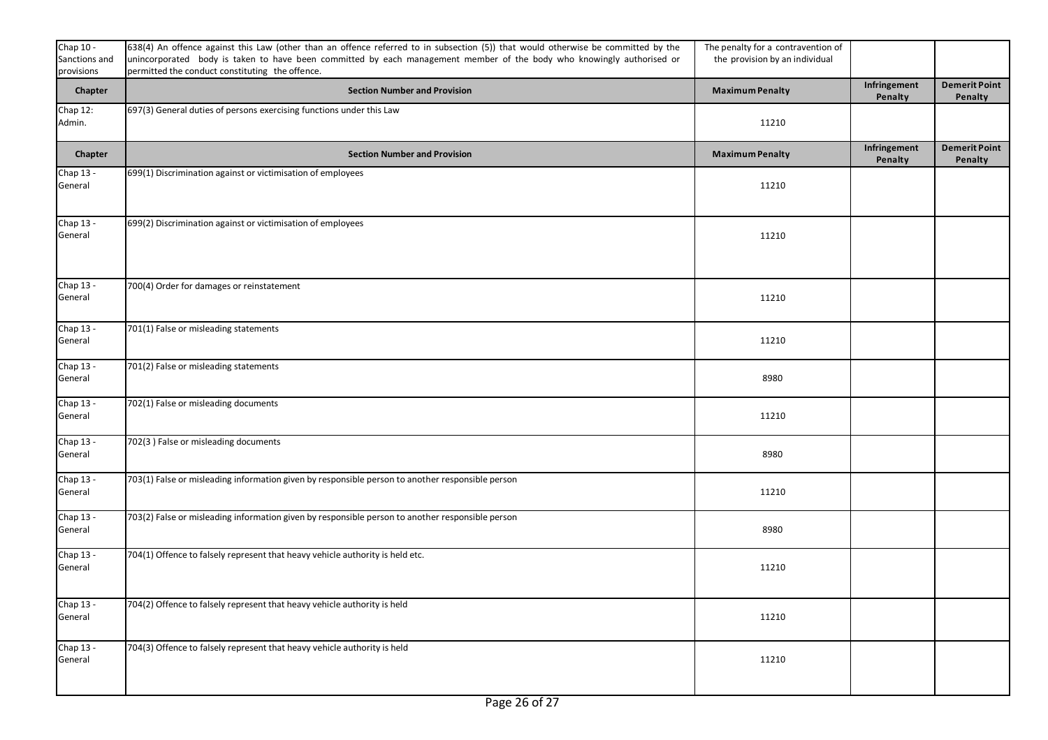| Chap 10 - Sanctions and provisions | 638(4) An offence against this Law (other than an offence referred to in subsection (5)) that would otherwise be committed by the unincorporated body is taken to have been committed by each management member of the body who knowingly authorised or permitted the conduct constituting the offence. | The penalty for a contravention of the provision by an individual | | |
|---|---|---|---|---|
| **Chapter** | **Section Number and Provision** | **Maximum Penalty** | **Infringement Penalty** | **Demerit Point Penalty** |
| Chap 12: Admin. | 697(3) General duties of persons exercising functions under this Law | 11210 | | |
| **Chapter** | **Section Number and Provision** | **Maximum Penalty** | **Infringement Penalty** | **Demerit Point Penalty** |
| Chap 13 - General | 699(1) Discrimination against or victimisation of employees | 11210 | | |
| Chap 13 - General | 699(2) Discrimination against or victimisation of employees | 11210 | | |
| Chap 13 - General | 700(4) Order for damages or reinstatement | 11210 | | |
| Chap 13 - General | 701(1) False or misleading statements | 11210 | | |
| Chap 13 - General | 701(2) False or misleading statements | 8980 | | |
| Chap 13 - General | 702(1) False or misleading documents | 11210 | | |
| Chap 13 - General | 702(3 ) False or misleading documents | 8980 | | |
| Chap 13 - General | 703(1) False or misleading information given by responsible person to another responsible person | 11210 | | |
| Chap 13 - General | 703(2) False or misleading information given by responsible person to another responsible person | 8980 | | |
| Chap 13 - General | 704(1) Offence to falsely represent that heavy vehicle authority is held etc. | 11210 | | |
| Chap 13 - General | 704(2) Offence to falsely represent that heavy vehicle authority is held | 11210 | | |
| Chap 13 - General | 704(3) Offence to falsely represent that heavy vehicle authority is held | 11210 | | |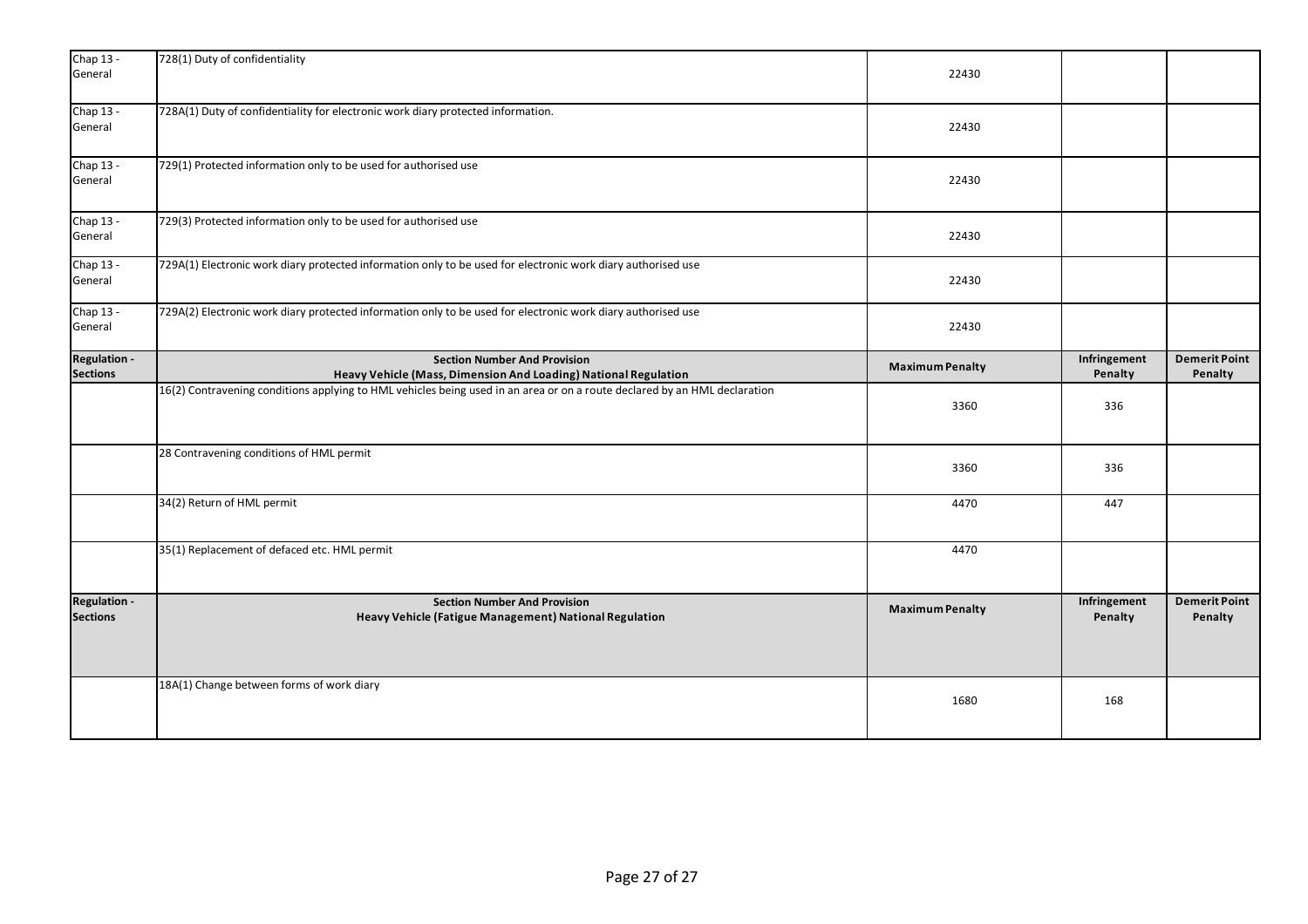| | | | | |
|---|---|---|---|---|
| Chap 13 - General | 728(1) Duty of confidentiality | 22430 | | |
| Chap 13 - General | 728A(1) Duty of confidentiality for electronic work diary protected information. | 22430 | | |
| Chap 13 - General | 729(1) Protected information only to be used for authorised use | 22430 | | |
| Chap 13 - General | 729(3) Protected information only to be used for authorised use | 22430 | | |
| Chap 13 - General | 729A(1) Electronic work diary protected information only to be used for electronic work diary authorised use | 22430 | | |
| Chap 13 - General | 729A(2) Electronic work diary protected information only to be used for electronic work diary authorised use | 22430 | | |
| **Regulation - Sections** | **Section Number And Provision**<br>**Heavy Vehicle (Mass, Dimension And Loading) National Regulation** | **Maximum Penalty** | **Infringement Penalty** | **Demerit Point Penalty** |
| | 16(2) Contravening conditions applying to HML vehicles being used in an area or on a route declared by an HML declaration | 3360 | 336 | |
| | 28 Contravening conditions of HML permit | 3360 | 336 | |
| | 34(2) Return of HML permit | 4470 | 447 | |
| | 35(1) Replacement of defaced etc. HML permit | 4470 | | |
| **Regulation - Sections** | **Section Number And Provision**<br>**Heavy Vehicle (Fatigue Management) National Regulation** | **Maximum Penalty** | **Infringement Penalty** | **Demerit Point Penalty** |
| | 18A(1) Change between forms of work diary | 1680 | 168 | |